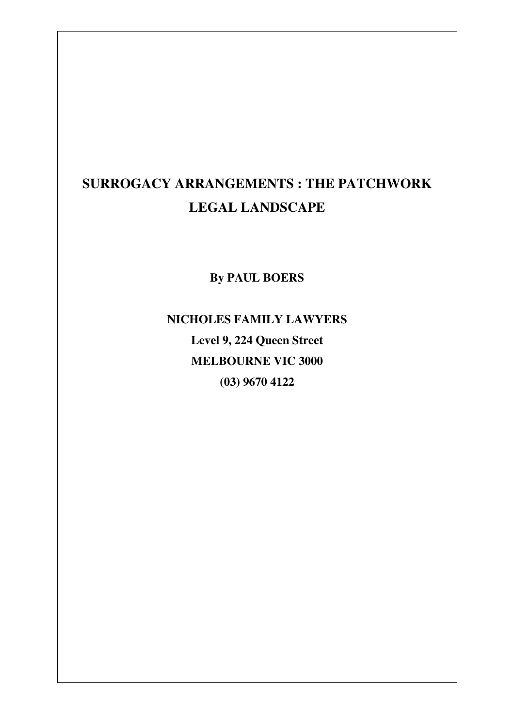# SURROGACY ARRANGEMENTS : THE PATCHWORK LEGAL LANDSCAPE

**By PAUL BOERS**

**NICHOLES FAMILY LAWYERS**

**Level 9, 224 Queen Street**

**MELBOURNE VIC 3000**

**(03) 9670 4122**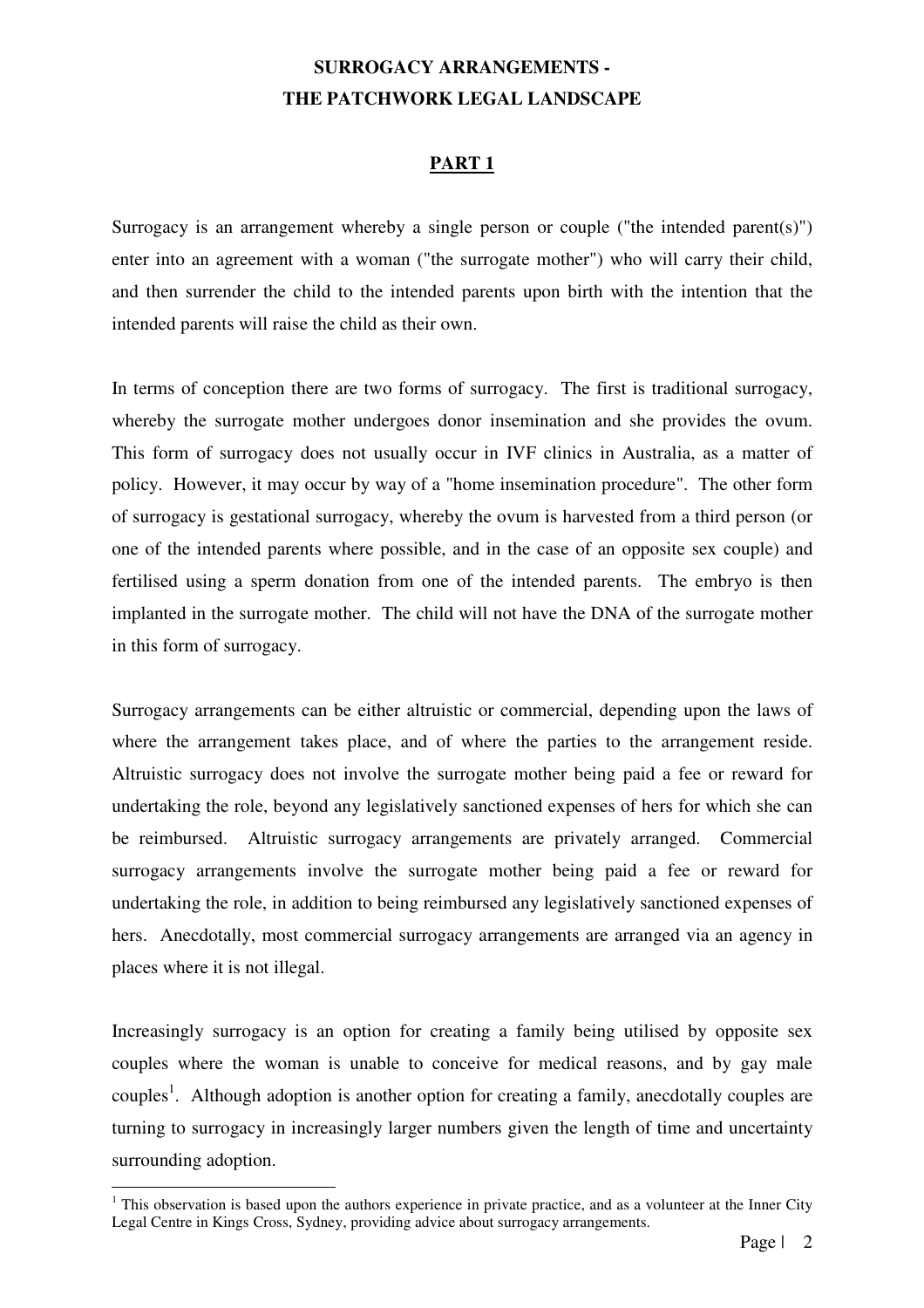# SURROGACY ARRANGEMENTS - THE PATCHWORK LEGAL LANDSCAPE

## PART 1

Surrogacy is an arrangement whereby a single person or couple ("the intended parent(s)") enter into an agreement with a woman ("the surrogate mother") who will carry their child, and then surrender the child to the intended parents upon birth with the intention that the intended parents will raise the child as their own.

In terms of conception there are two forms of surrogacy. The first is traditional surrogacy, whereby the surrogate mother undergoes donor insemination and she provides the ovum. This form of surrogacy does not usually occur in IVF clinics in Australia, as a matter of policy. However, it may occur by way of a "home insemination procedure". The other form of surrogacy is gestational surrogacy, whereby the ovum is harvested from a third person (or one of the intended parents where possible, and in the case of an opposite sex couple) and fertilised using a sperm donation from one of the intended parents. The embryo is then implanted in the surrogate mother. The child will not have the DNA of the surrogate mother in this form of surrogacy.

Surrogacy arrangements can be either altruistic or commercial, depending upon the laws of where the arrangement takes place, and of where the parties to the arrangement reside. Altruistic surrogacy does not involve the surrogate mother being paid a fee or reward for undertaking the role, beyond any legislatively sanctioned expenses of hers for which she can be reimbursed. Altruistic surrogacy arrangements are privately arranged. Commercial surrogacy arrangements involve the surrogate mother being paid a fee or reward for undertaking the role, in addition to being reimbursed any legislatively sanctioned expenses of hers. Anecdotally, most commercial surrogacy arrangements are arranged via an agency in places where it is not illegal.

Increasingly surrogacy is an option for creating a family being utilised by opposite sex couples where the woman is unable to conceive for medical reasons, and by gay male couples[1]. Although adoption is another option for creating a family, anecdotally couples are turning to surrogacy in increasingly larger numbers given the length of time and uncertainty surrounding adoption.

---

[1] This observation is based upon the authors experience in private practice, and as a volunteer at the Inner City Legal Centre in Kings Cross, Sydney, providing advice about surrogacy arrangements.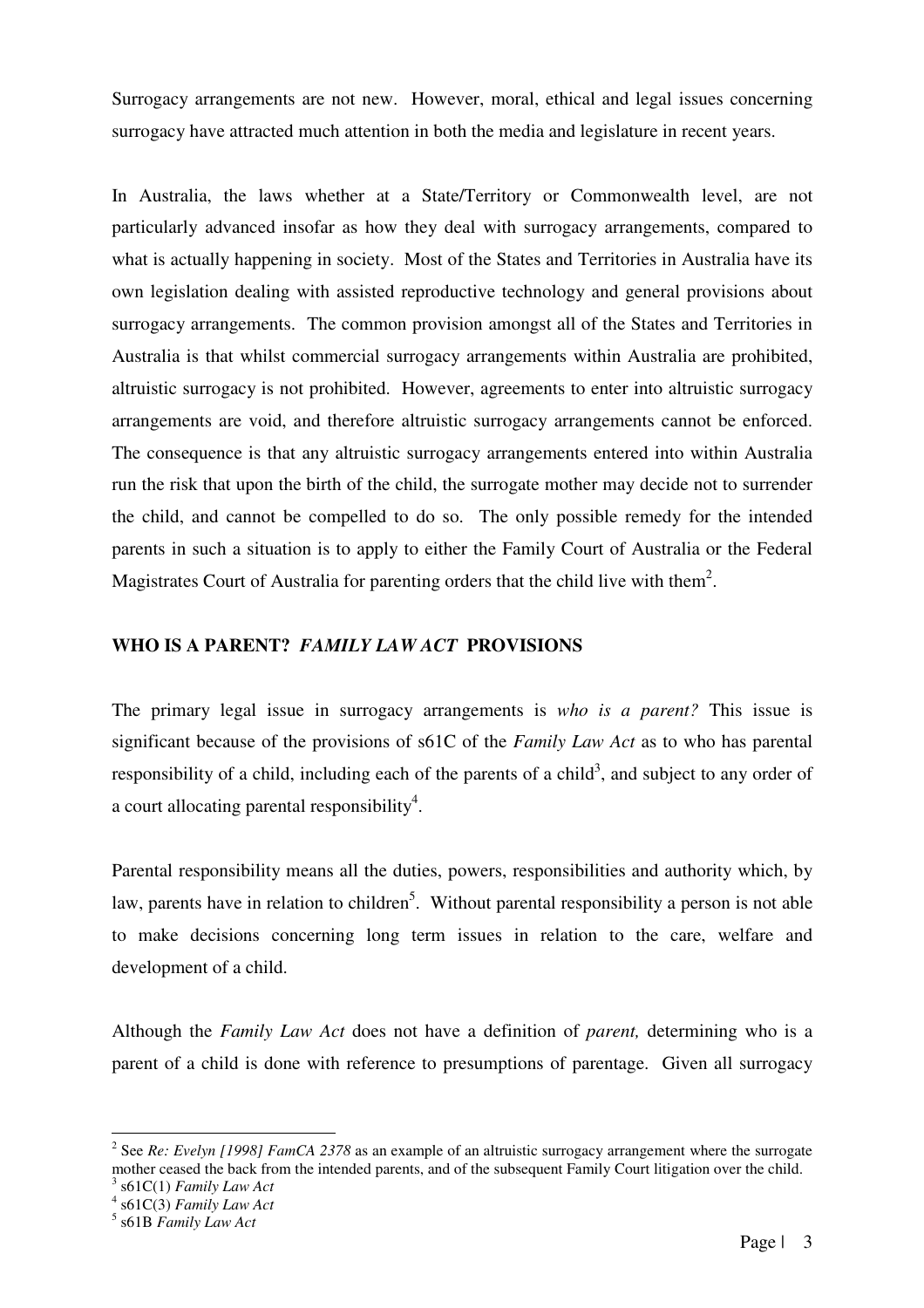Surrogacy arrangements are not new. However, moral, ethical and legal issues concerning surrogacy have attracted much attention in both the media and legislature in recent years.

In Australia, the laws whether at a State/Territory or Commonwealth level, are not particularly advanced insofar as how they deal with surrogacy arrangements, compared to what is actually happening in society. Most of the States and Territories in Australia have its own legislation dealing with assisted reproductive technology and general provisions about surrogacy arrangements. The common provision amongst all of the States and Territories in Australia is that whilst commercial surrogacy arrangements within Australia are prohibited, altruistic surrogacy is not prohibited. However, agreements to enter into altruistic surrogacy arrangements are void, and therefore altruistic surrogacy arrangements cannot be enforced. The consequence is that any altruistic surrogacy arrangements entered into within Australia run the risk that upon the birth of the child, the surrogate mother may decide not to surrender the child, and cannot be compelled to do so. The only possible remedy for the intended parents in such a situation is to apply to either the Family Court of Australia or the Federal Magistrates Court of Australia for parenting orders that the child live with them[2].

## WHO IS A PARENT? *FAMILY LAW ACT* PROVISIONS

The primary legal issue in surrogacy arrangements is *who is a parent?* This issue is significant because of the provisions of s61C of the *Family Law Act* as to who has parental responsibility of a child, including each of the parents of a child[3], and subject to any order of a court allocating parental responsibility[4].

Parental responsibility means all the duties, powers, responsibilities and authority which, by law, parents have in relation to children[5]. Without parental responsibility a person is not able to make decisions concerning long term issues in relation to the care, welfare and development of a child.

Although the *Family Law Act* does not have a definition of *parent,* determining who is a parent of a child is done with reference to presumptions of parentage. Given all surrogacy

---

[2] See *Re: Evelyn [1998] FamCA 2378* as an example of an altruistic surrogacy arrangement where the surrogate mother ceased the back from the intended parents, and of the subsequent Family Court litigation over the child.

[3] s61C(1) *Family Law Act*

[4] s61C(3) *Family Law Act*

[5] s61B *Family Law Act*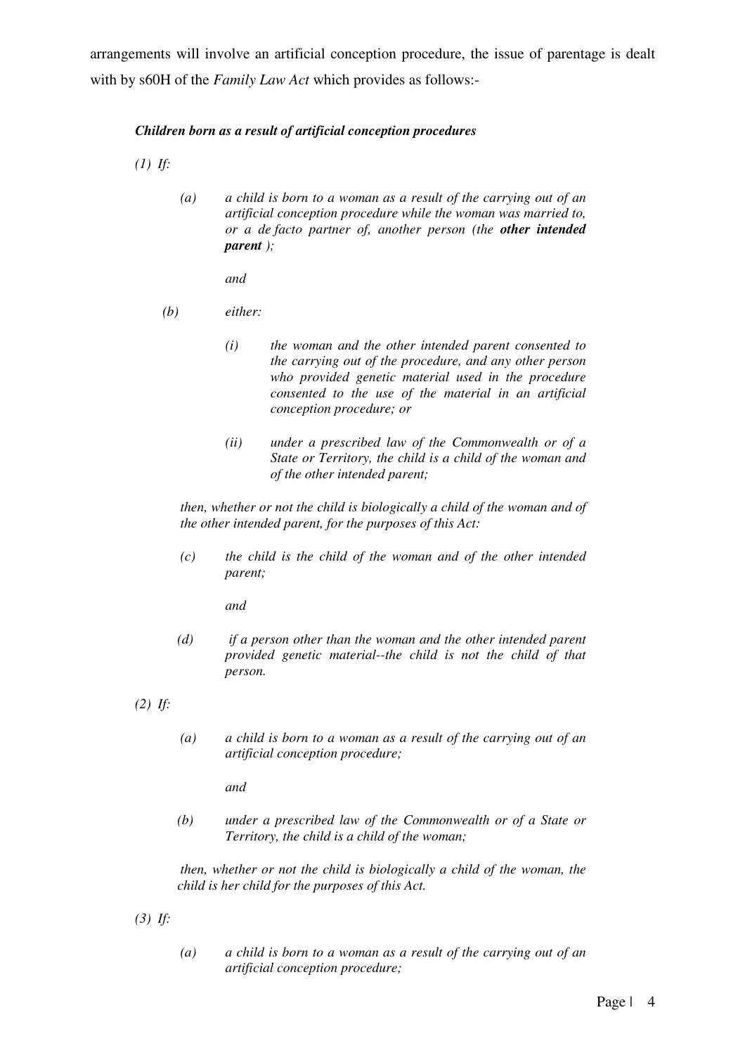arrangements will involve an artificial conception procedure, the issue of parentage is dealt with by s60H of the *Family Law Act* which provides as follows:-

***Children born as a result of artificial conception procedures***

*(1) If:*

> *(a) a child is born to a woman as a result of the carrying out of an artificial conception procedure while the woman was married to, or a de facto partner of, another person (the **other intended parent** );*
>
> *and*
>
> *(b) either:*
>
> > *(i) the woman and the other intended parent consented to the carrying out of the procedure, and any other person who provided genetic material used in the procedure consented to the use of the material in an artificial conception procedure; or*
> >
> > *(ii) under a prescribed law of the Commonwealth or of a State or Territory, the child is a child of the woman and of the other intended parent;*
>
> *then, whether or not the child is biologically a child of the woman and of the other intended parent, for the purposes of this Act:*
>
> *(c) the child is the child of the woman and of the other intended parent;*
>
> *and*
>
> *(d) if a person other than the woman and the other intended parent provided genetic material--the child is not the child of that person.*

*(2) If:*

> *(a) a child is born to a woman as a result of the carrying out of an artificial conception procedure;*
>
> *and*
>
> *(b) under a prescribed law of the Commonwealth or of a State or Territory, the child is a child of the woman;*
>
> *then, whether or not the child is biologically a child of the woman, the child is her child for the purposes of this Act.*

*(3) If:*

> *(a) a child is born to a woman as a result of the carrying out of an artificial conception procedure;*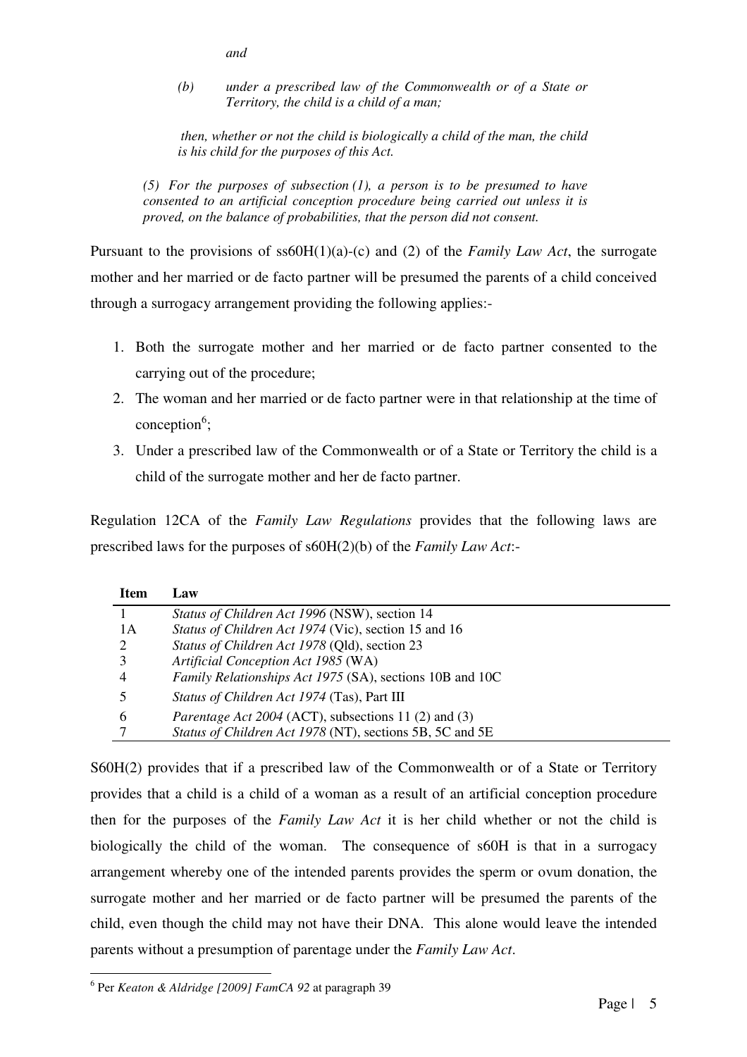*and*

*(b) under a prescribed law of the Commonwealth or of a State or Territory, the child is a child of a man;*

*then, whether or not the child is biologically a child of the man, the child is his child for the purposes of this Act.*

*(5) For the purposes of subsection (1), a person is to be presumed to have consented to an artificial conception procedure being carried out unless it is proved, on the balance of probabilities, that the person did not consent.*

Pursuant to the provisions of ss60H(1)(a)-(c) and (2) of the *Family Law Act*, the surrogate mother and her married or de facto partner will be presumed the parents of a child conceived through a surrogacy arrangement providing the following applies:-

1. Both the surrogate mother and her married or de facto partner consented to the carrying out of the procedure;
2. The woman and her married or de facto partner were in that relationship at the time of conception[6];
3. Under a prescribed law of the Commonwealth or of a State or Territory the child is a child of the surrogate mother and her de facto partner.

Regulation 12CA of the *Family Law Regulations* provides that the following laws are prescribed laws for the purposes of s60H(2)(b) of the *Family Law Act*:-

| Item | Law |
|---|---|
| 1 | *Status of Children Act 1996* (NSW), section 14 |
| 1A | *Status of Children Act 1974* (Vic), section 15 and 16 |
| 2 | *Status of Children Act 1978* (Qld), section 23 |
| 3 | *Artificial Conception Act 1985* (WA) |
| 4 | *Family Relationships Act 1975* (SA), sections 10B and 10C |
| 5 | *Status of Children Act 1974* (Tas), Part III |
| 6 | *Parentage Act 2004* (ACT), subsections 11 (2) and (3) |
| 7 | *Status of Children Act 1978* (NT), sections 5B, 5C and 5E |

S60H(2) provides that if a prescribed law of the Commonwealth or of a State or Territory provides that a child is a child of a woman as a result of an artificial conception procedure then for the purposes of the *Family Law Act* it is her child whether or not the child is biologically the child of the woman. The consequence of s60H is that in a surrogacy arrangement whereby one of the intended parents provides the sperm or ovum donation, the surrogate mother and her married or de facto partner will be presumed the parents of the child, even though the child may not have their DNA. This alone would leave the intended parents without a presumption of parentage under the *Family Law Act*.

[6] Per *Keaton & Aldridge [2009] FamCA 92* at paragraph 39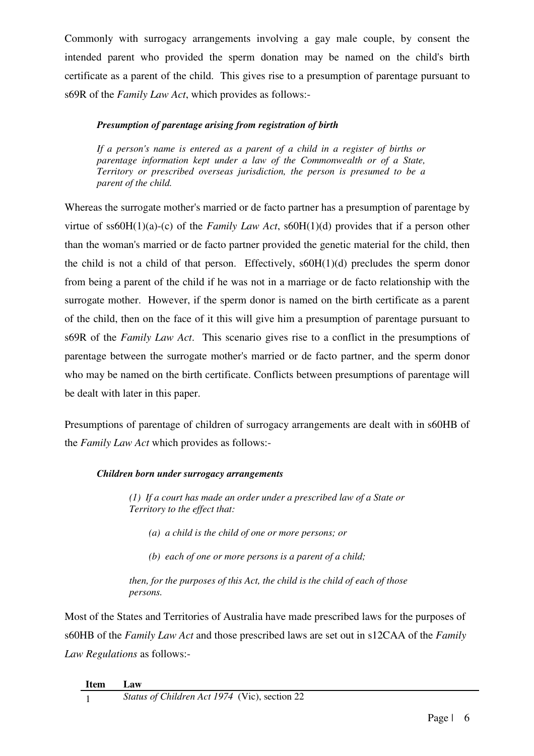Commonly with surrogacy arrangements involving a gay male couple, by consent the intended parent who provided the sperm donation may be named on the child's birth certificate as a parent of the child. This gives rise to a presumption of parentage pursuant to s69R of the *Family Law Act*, which provides as follows:-

> ***Presumption of parentage arising from registration of birth***
>
> *If a person's name is entered as a parent of a child in a register of births or parentage information kept under a law of the Commonwealth or of a State, Territory or prescribed overseas jurisdiction, the person is presumed to be a parent of the child.*

Whereas the surrogate mother's married or de facto partner has a presumption of parentage by virtue of ss60H(1)(a)-(c) of the *Family Law Act*, s60H(1)(d) provides that if a person other than the woman's married or de facto partner provided the genetic material for the child, then the child is not a child of that person. Effectively, s60H(1)(d) precludes the sperm donor from being a parent of the child if he was not in a marriage or de facto relationship with the surrogate mother. However, if the sperm donor is named on the birth certificate as a parent of the child, then on the face of it this will give him a presumption of parentage pursuant to s69R of the *Family Law Act*. This scenario gives rise to a conflict in the presumptions of parentage between the surrogate mother's married or de facto partner, and the sperm donor who may be named on the birth certificate. Conflicts between presumptions of parentage will be dealt with later in this paper.

Presumptions of parentage of children of surrogacy arrangements are dealt with in s60HB of the *Family Law Act* which provides as follows:-

> ***Children born under surrogacy arrangements***
>
> *(1) If a court has made an order under a prescribed law of a State or Territory to the effect that:*
>
> *(a) a child is the child of one or more persons; or*
>
> *(b) each of one or more persons is a parent of a child;*
>
> *then, for the purposes of this Act, the child is the child of each of those persons.*

Most of the States and Territories of Australia have made prescribed laws for the purposes of s60HB of the *Family Law Act* and those prescribed laws are set out in s12CAA of the *Family Law Regulations* as follows:-

| Item | Law |
|---|---|
| 1 | *Status of Children Act 1974* (Vic), section 22 |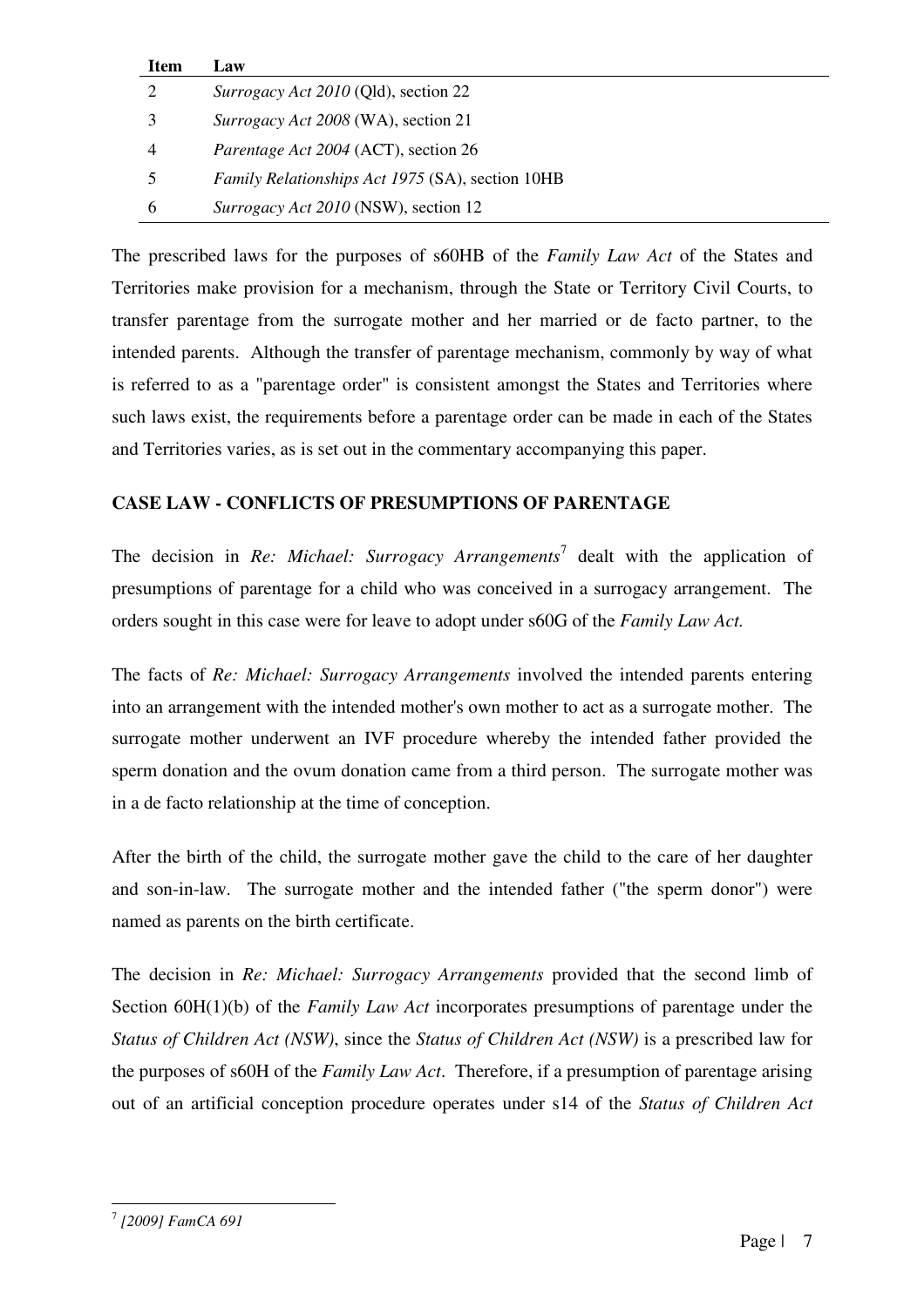| Item | Law |
|---|---|
| 2 | *Surrogacy Act 2010* (Qld), section 22 |
| 3 | *Surrogacy Act 2008* (WA), section 21 |
| 4 | *Parentage Act 2004* (ACT), section 26 |
| 5 | *Family Relationships Act 1975* (SA), section 10HB |
| 6 | *Surrogacy Act 2010* (NSW), section 12 |

The prescribed laws for the purposes of s60HB of the *Family Law Act* of the States and Territories make provision for a mechanism, through the State or Territory Civil Courts, to transfer parentage from the surrogate mother and her married or de facto partner, to the intended parents. Although the transfer of parentage mechanism, commonly by way of what is referred to as a "parentage order" is consistent amongst the States and Territories where such laws exist, the requirements before a parentage order can be made in each of the States and Territories varies, as is set out in the commentary accompanying this paper.

## CASE LAW - CONFLICTS OF PRESUMPTIONS OF PARENTAGE

The decision in *Re: Michael: Surrogacy Arrangements*[7] dealt with the application of presumptions of parentage for a child who was conceived in a surrogacy arrangement. The orders sought in this case were for leave to adopt under s60G of the *Family Law Act.*

The facts of *Re: Michael: Surrogacy Arrangements* involved the intended parents entering into an arrangement with the intended mother's own mother to act as a surrogate mother. The surrogate mother underwent an IVF procedure whereby the intended father provided the sperm donation and the ovum donation came from a third person. The surrogate mother was in a de facto relationship at the time of conception.

After the birth of the child, the surrogate mother gave the child to the care of her daughter and son-in-law. The surrogate mother and the intended father ("the sperm donor") were named as parents on the birth certificate.

The decision in *Re: Michael: Surrogacy Arrangements* provided that the second limb of Section 60H(1)(b) of the *Family Law Act* incorporates presumptions of parentage under the *Status of Children Act (NSW)*, since the *Status of Children Act (NSW)* is a prescribed law for the purposes of s60H of the *Family Law Act*. Therefore, if a presumption of parentage arising out of an artificial conception procedure operates under s14 of the *Status of Children Act*

---

[7] *[2009] FamCA 691*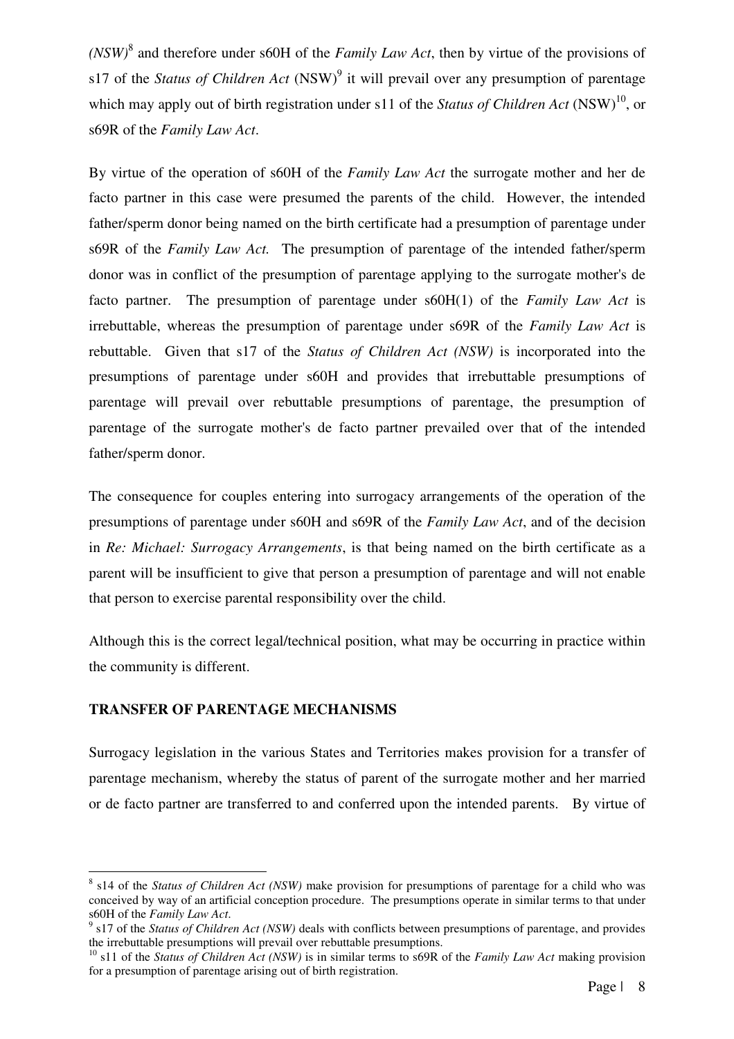*(NSW)*[8] and therefore under s60H of the *Family Law Act*, then by virtue of the provisions of s17 of the *Status of Children Act* (NSW)[9] it will prevail over any presumption of parentage which may apply out of birth registration under s11 of the *Status of Children Act* (NSW)[10], or s69R of the *Family Law Act*.

By virtue of the operation of s60H of the *Family Law Act* the surrogate mother and her de facto partner in this case were presumed the parents of the child. However, the intended father/sperm donor being named on the birth certificate had a presumption of parentage under s69R of the *Family Law Act.* The presumption of parentage of the intended father/sperm donor was in conflict of the presumption of parentage applying to the surrogate mother's de facto partner. The presumption of parentage under s60H(1) of the *Family Law Act* is irrebuttable, whereas the presumption of parentage under s69R of the *Family Law Act* is rebuttable. Given that s17 of the *Status of Children Act (NSW)* is incorporated into the presumptions of parentage under s60H and provides that irrebuttable presumptions of parentage will prevail over rebuttable presumptions of parentage, the presumption of parentage of the surrogate mother's de facto partner prevailed over that of the intended father/sperm donor.

The consequence for couples entering into surrogacy arrangements of the operation of the presumptions of parentage under s60H and s69R of the *Family Law Act*, and of the decision in *Re: Michael: Surrogacy Arrangements*, is that being named on the birth certificate as a parent will be insufficient to give that person a presumption of parentage and will not enable that person to exercise parental responsibility over the child.

Although this is the correct legal/technical position, what may be occurring in practice within the community is different.

**TRANSFER OF PARENTAGE MECHANISMS**

Surrogacy legislation in the various States and Territories makes provision for a transfer of parentage mechanism, whereby the status of parent of the surrogate mother and her married or de facto partner are transferred to and conferred upon the intended parents. By virtue of

---

[8] s14 of the *Status of Children Act (NSW)* make provision for presumptions of parentage for a child who was conceived by way of an artificial conception procedure. The presumptions operate in similar terms to that under s60H of the *Family Law Act*.

[9] s17 of the *Status of Children Act (NSW)* deals with conflicts between presumptions of parentage, and provides the irrebuttable presumptions will prevail over rebuttable presumptions.

[10] s11 of the *Status of Children Act (NSW)* is in similar terms to s69R of the *Family Law Act* making provision for a presumption of parentage arising out of birth registration.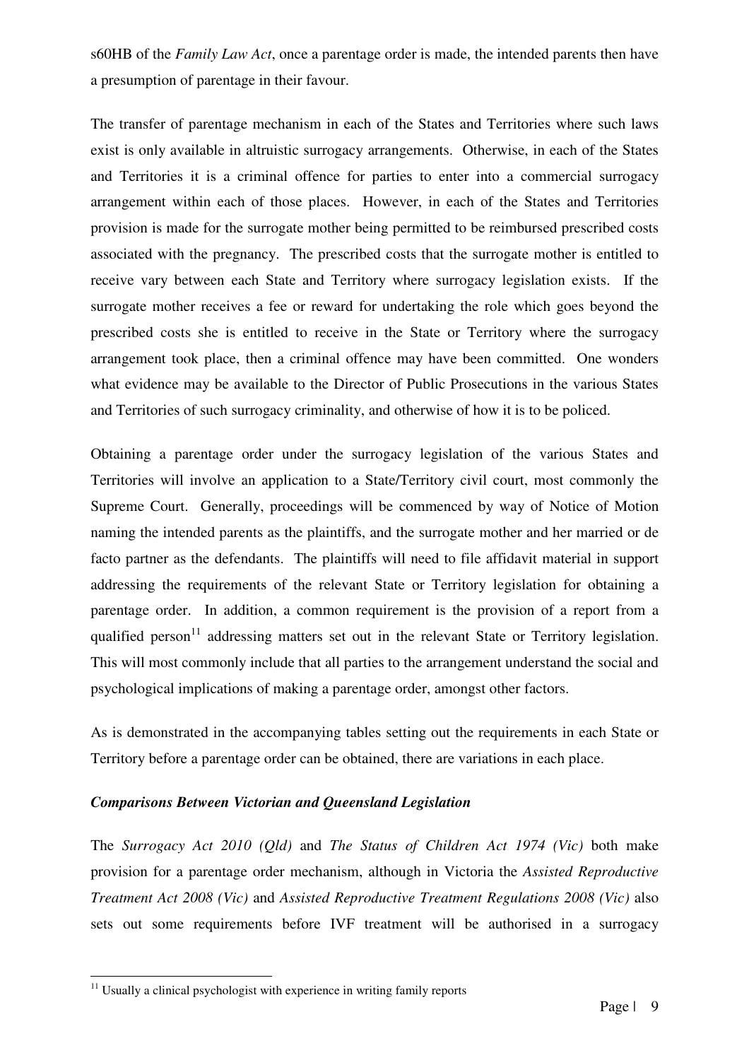s60HB of the *Family Law Act*, once a parentage order is made, the intended parents then have a presumption of parentage in their favour.

The transfer of parentage mechanism in each of the States and Territories where such laws exist is only available in altruistic surrogacy arrangements. Otherwise, in each of the States and Territories it is a criminal offence for parties to enter into a commercial surrogacy arrangement within each of those places. However, in each of the States and Territories provision is made for the surrogate mother being permitted to be reimbursed prescribed costs associated with the pregnancy. The prescribed costs that the surrogate mother is entitled to receive vary between each State and Territory where surrogacy legislation exists. If the surrogate mother receives a fee or reward for undertaking the role which goes beyond the prescribed costs she is entitled to receive in the State or Territory where the surrogacy arrangement took place, then a criminal offence may have been committed. One wonders what evidence may be available to the Director of Public Prosecutions in the various States and Territories of such surrogacy criminality, and otherwise of how it is to be policed.

Obtaining a parentage order under the surrogacy legislation of the various States and Territories will involve an application to a State/Territory civil court, most commonly the Supreme Court. Generally, proceedings will be commenced by way of Notice of Motion naming the intended parents as the plaintiffs, and the surrogate mother and her married or de facto partner as the defendants. The plaintiffs will need to file affidavit material in support addressing the requirements of the relevant State or Territory legislation for obtaining a parentage order. In addition, a common requirement is the provision of a report from a qualified person[11] addressing matters set out in the relevant State or Territory legislation. This will most commonly include that all parties to the arrangement understand the social and psychological implications of making a parentage order, amongst other factors.

As is demonstrated in the accompanying tables setting out the requirements in each State or Territory before a parentage order can be obtained, there are variations in each place.

### *Comparisons Between Victorian and Queensland Legislation*

The *Surrogacy Act 2010 (Qld)* and *The Status of Children Act 1974 (Vic)* both make provision for a parentage order mechanism, although in Victoria the *Assisted Reproductive Treatment Act 2008 (Vic)* and *Assisted Reproductive Treatment Regulations 2008 (Vic)* also sets out some requirements before IVF treatment will be authorised in a surrogacy

[11] Usually a clinical psychologist with experience in writing family reports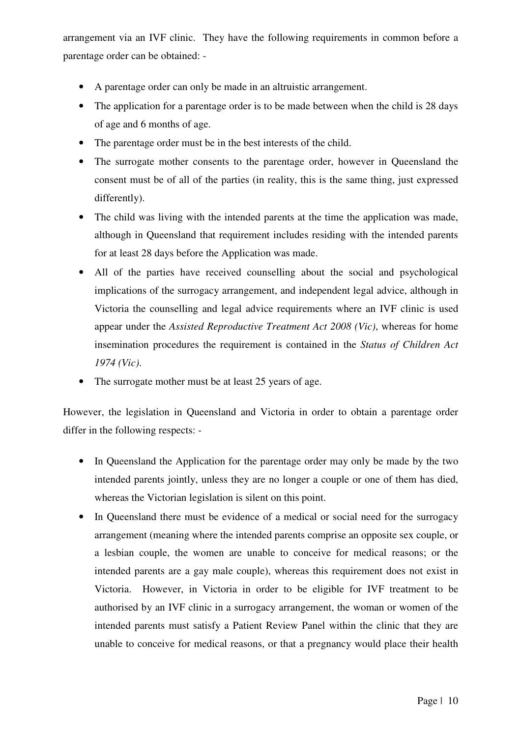arrangement via an IVF clinic. They have the following requirements in common before a parentage order can be obtained: -

- A parentage order can only be made in an altruistic arrangement.
- The application for a parentage order is to be made between when the child is 28 days of age and 6 months of age.
- The parentage order must be in the best interests of the child.
- The surrogate mother consents to the parentage order, however in Queensland the consent must be of all of the parties (in reality, this is the same thing, just expressed differently).
- The child was living with the intended parents at the time the application was made, although in Queensland that requirement includes residing with the intended parents for at least 28 days before the Application was made.
- All of the parties have received counselling about the social and psychological implications of the surrogacy arrangement, and independent legal advice, although in Victoria the counselling and legal advice requirements where an IVF clinic is used appear under the *Assisted Reproductive Treatment Act 2008 (Vic)*, whereas for home insemination procedures the requirement is contained in the *Status of Children Act 1974 (Vic)*.
- The surrogate mother must be at least 25 years of age.

However, the legislation in Queensland and Victoria in order to obtain a parentage order differ in the following respects: -

- In Queensland the Application for the parentage order may only be made by the two intended parents jointly, unless they are no longer a couple or one of them has died, whereas the Victorian legislation is silent on this point.
- In Queensland there must be evidence of a medical or social need for the surrogacy arrangement (meaning where the intended parents comprise an opposite sex couple, or a lesbian couple, the women are unable to conceive for medical reasons; or the intended parents are a gay male couple), whereas this requirement does not exist in Victoria. However, in Victoria in order to be eligible for IVF treatment to be authorised by an IVF clinic in a surrogacy arrangement, the woman or women of the intended parents must satisfy a Patient Review Panel within the clinic that they are unable to conceive for medical reasons, or that a pregnancy would place their health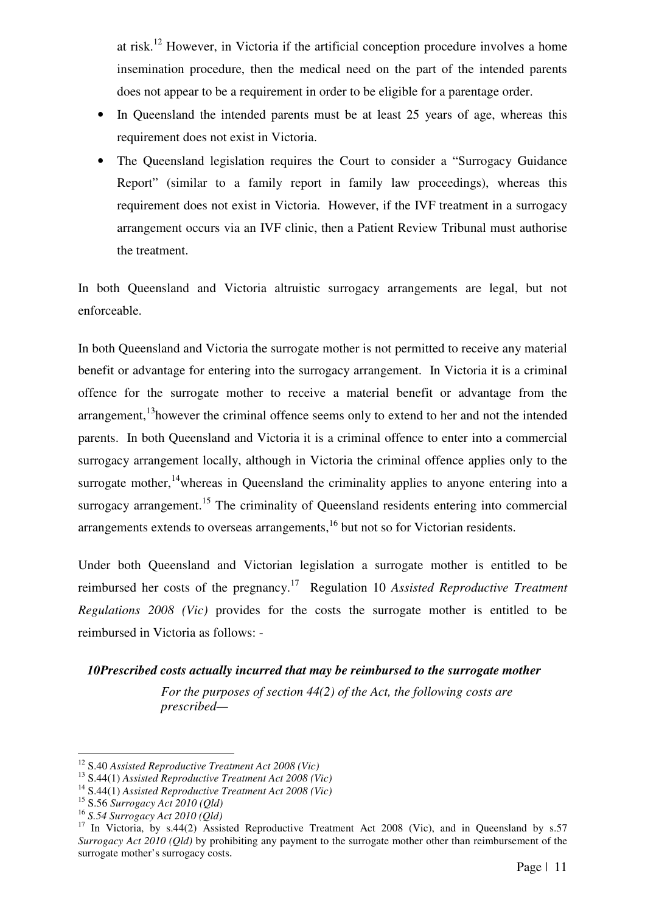at risk.[12] However, in Victoria if the artificial conception procedure involves a home insemination procedure, then the medical need on the part of the intended parents does not appear to be a requirement in order to be eligible for a parentage order.

- In Queensland the intended parents must be at least 25 years of age, whereas this requirement does not exist in Victoria.
- The Queensland legislation requires the Court to consider a "Surrogacy Guidance Report" (similar to a family report in family law proceedings), whereas this requirement does not exist in Victoria. However, if the IVF treatment in a surrogacy arrangement occurs via an IVF clinic, then a Patient Review Tribunal must authorise the treatment.

In both Queensland and Victoria altruistic surrogacy arrangements are legal, but not enforceable.

In both Queensland and Victoria the surrogate mother is not permitted to receive any material benefit or advantage for entering into the surrogacy arrangement. In Victoria it is a criminal offence for the surrogate mother to receive a material benefit or advantage from the arrangement,[13]however the criminal offence seems only to extend to her and not the intended parents. In both Queensland and Victoria it is a criminal offence to enter into a commercial surrogacy arrangement locally, although in Victoria the criminal offence applies only to the surrogate mother,[14]whereas in Queensland the criminality applies to anyone entering into a surrogacy arrangement.[15] The criminality of Queensland residents entering into commercial arrangements extends to overseas arrangements,[16] but not so for Victorian residents.

Under both Queensland and Victorian legislation a surrogate mother is entitled to be reimbursed her costs of the pregnancy.[17] Regulation 10 *Assisted Reproductive Treatment Regulations 2008 (Vic)* provides for the costs the surrogate mother is entitled to be reimbursed in Victoria as follows: -

***10Prescribed costs actually incurred that may be reimbursed to the surrogate mother***

> *For the purposes of section 44(2) of the Act, the following costs are prescribed—*

---

[12] S.40 *Assisted Reproductive Treatment Act 2008 (Vic)*

[13] S.44(1) *Assisted Reproductive Treatment Act 2008 (Vic)*

[14] S.44(1) *Assisted Reproductive Treatment Act 2008 (Vic)*

[15] S.56 *Surrogacy Act 2010 (Qld)*

[16] *S.54 Surrogacy Act 2010 (Qld)*

[17] In Victoria, by s.44(2) Assisted Reproductive Treatment Act 2008 (Vic), and in Queensland by s.57 *Surrogacy Act 2010 (Qld)* by prohibiting any payment to the surrogate mother other than reimbursement of the surrogate mother's surrogacy costs.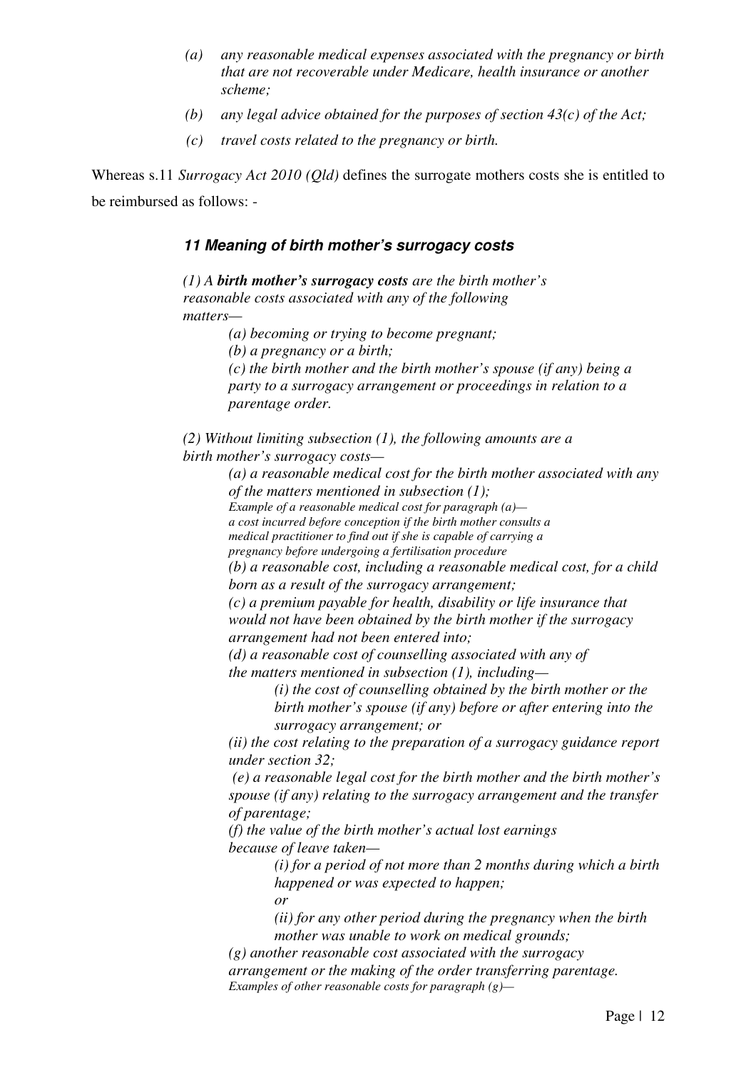*(a) any reasonable medical expenses associated with the pregnancy or birth that are not recoverable under Medicare, health insurance or another scheme;*

*(b) any legal advice obtained for the purposes of section 43(c) of the Act;*

*(c) travel costs related to the pregnancy or birth.*

Whereas s.11 *Surrogacy Act 2010 (Qld)* defines the surrogate mothers costs she is entitled to be reimbursed as follows: -

### *11 Meaning of birth mother's surrogacy costs*

*(1) A **birth mother's surrogacy costs** are the birth mother's reasonable costs associated with any of the following matters—*

*(a) becoming or trying to become pregnant;*

*(b) a pregnancy or a birth;*

*(c) the birth mother and the birth mother's spouse (if any) being a party to a surrogacy arrangement or proceedings in relation to a parentage order.*

*(2) Without limiting subsection (1), the following amounts are a birth mother's surrogacy costs—*

*(a) a reasonable medical cost for the birth mother associated with any of the matters mentioned in subsection (1);*

*Example of a reasonable medical cost for paragraph (a)— a cost incurred before conception if the birth mother consults a medical practitioner to find out if she is capable of carrying a pregnancy before undergoing a fertilisation procedure*

*(b) a reasonable cost, including a reasonable medical cost, for a child born as a result of the surrogacy arrangement;*

*(c) a premium payable for health, disability or life insurance that would not have been obtained by the birth mother if the surrogacy arrangement had not been entered into;*

*(d) a reasonable cost of counselling associated with any of the matters mentioned in subsection (1), including—*

*(i) the cost of counselling obtained by the birth mother or the birth mother's spouse (if any) before or after entering into the surrogacy arrangement; or*

*(ii) the cost relating to the preparation of a surrogacy guidance report under section 32;*

*(e) a reasonable legal cost for the birth mother and the birth mother's spouse (if any) relating to the surrogacy arrangement and the transfer of parentage;*

*(f) the value of the birth mother's actual lost earnings because of leave taken—*

*(i) for a period of not more than 2 months during which a birth happened or was expected to happen;*

*or*

*(ii) for any other period during the pregnancy when the birth mother was unable to work on medical grounds;*

*(g) another reasonable cost associated with the surrogacy arrangement or the making of the order transferring parentage.*

*Examples of other reasonable costs for paragraph (g)—*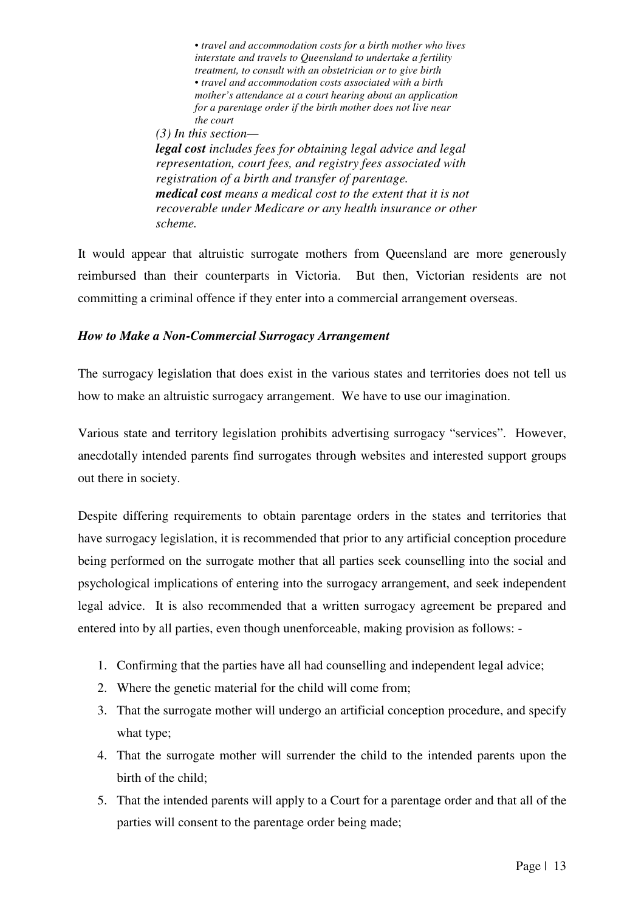> • *travel and accommodation costs for a birth mother who lives interstate and travels to Queensland to undertake a fertility treatment, to consult with an obstetrician or to give birth*
> • *travel and accommodation costs associated with a birth mother's attendance at a court hearing about an application for a parentage order if the birth mother does not live near the court*
>
> *(3) In this section—*
> ***legal cost*** *includes fees for obtaining legal advice and legal representation, court fees, and registry fees associated with registration of a birth and transfer of parentage.*
> ***medical cost*** *means a medical cost to the extent that it is not recoverable under Medicare or any health insurance or other scheme.*

It would appear that altruistic surrogate mothers from Queensland are more generously reimbursed than their counterparts in Victoria. But then, Victorian residents are not committing a criminal offence if they enter into a commercial arrangement overseas.

***How to Make a Non-Commercial Surrogacy Arrangement***

The surrogacy legislation that does exist in the various states and territories does not tell us how to make an altruistic surrogacy arrangement. We have to use our imagination.

Various state and territory legislation prohibits advertising surrogacy "services". However, anecdotally intended parents find surrogates through websites and interested support groups out there in society.

Despite differing requirements to obtain parentage orders in the states and territories that have surrogacy legislation, it is recommended that prior to any artificial conception procedure being performed on the surrogate mother that all parties seek counselling into the social and psychological implications of entering into the surrogacy arrangement, and seek independent legal advice. It is also recommended that a written surrogacy agreement be prepared and entered into by all parties, even though unenforceable, making provision as follows: -

1. Confirming that the parties have all had counselling and independent legal advice;
2. Where the genetic material for the child will come from;
3. That the surrogate mother will undergo an artificial conception procedure, and specify what type;
4. That the surrogate mother will surrender the child to the intended parents upon the birth of the child;
5. That the intended parents will apply to a Court for a parentage order and that all of the parties will consent to the parentage order being made;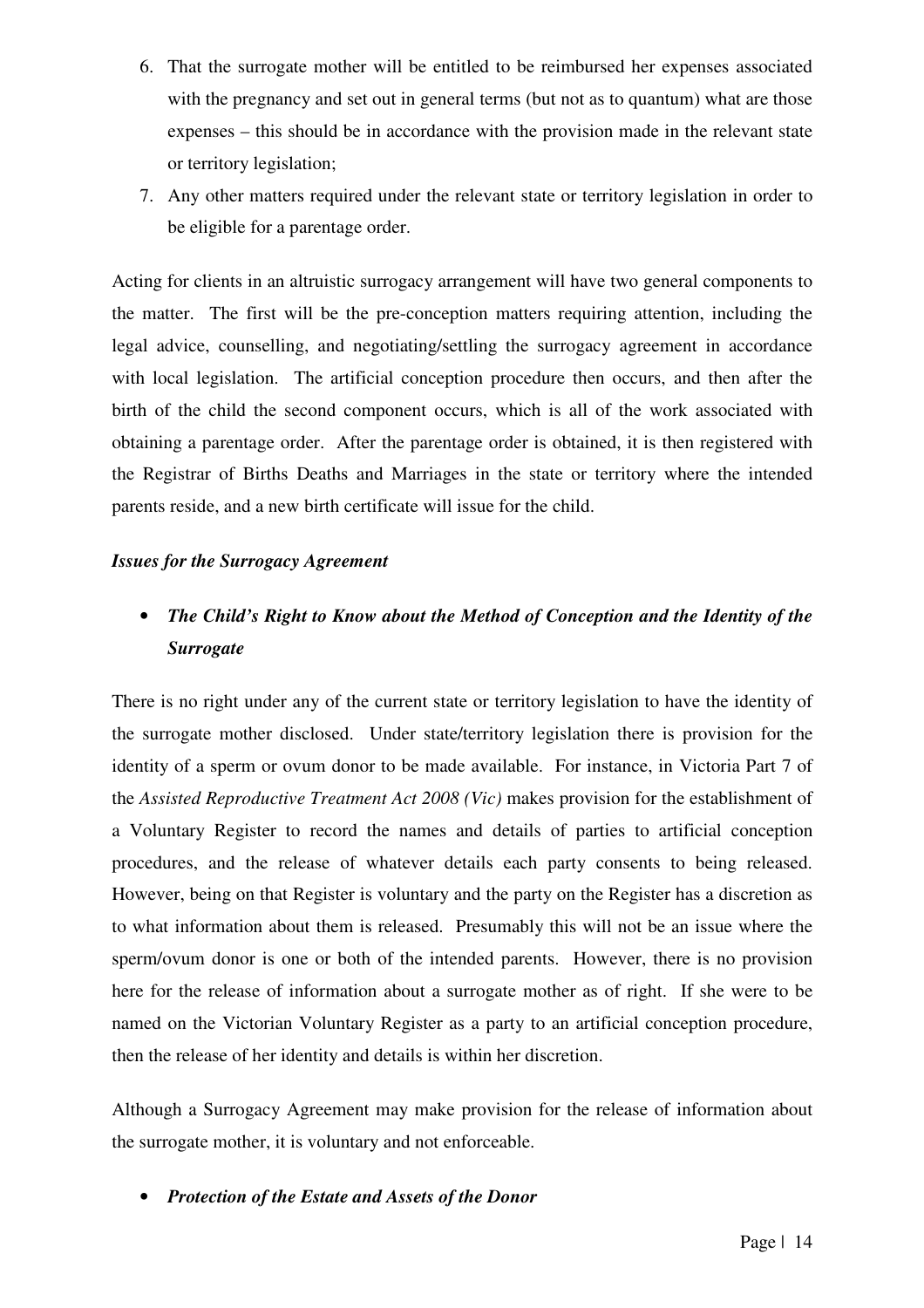6. That the surrogate mother will be entitled to be reimbursed her expenses associated with the pregnancy and set out in general terms (but not as to quantum) what are those expenses – this should be in accordance with the provision made in the relevant state or territory legislation;
7. Any other matters required under the relevant state or territory legislation in order to be eligible for a parentage order.

Acting for clients in an altruistic surrogacy arrangement will have two general components to the matter. The first will be the pre-conception matters requiring attention, including the legal advice, counselling, and negotiating/settling the surrogacy agreement in accordance with local legislation. The artificial conception procedure then occurs, and then after the birth of the child the second component occurs, which is all of the work associated with obtaining a parentage order. After the parentage order is obtained, it is then registered with the Registrar of Births Deaths and Marriages in the state or territory where the intended parents reside, and a new birth certificate will issue for the child.

***Issues for the Surrogacy Agreement***

- ***The Child's Right to Know about the Method of Conception and the Identity of the Surrogate***

There is no right under any of the current state or territory legislation to have the identity of the surrogate mother disclosed. Under state/territory legislation there is provision for the identity of a sperm or ovum donor to be made available. For instance, in Victoria Part 7 of the *Assisted Reproductive Treatment Act 2008 (Vic)* makes provision for the establishment of a Voluntary Register to record the names and details of parties to artificial conception procedures, and the release of whatever details each party consents to being released. However, being on that Register is voluntary and the party on the Register has a discretion as to what information about them is released. Presumably this will not be an issue where the sperm/ovum donor is one or both of the intended parents. However, there is no provision here for the release of information about a surrogate mother as of right. If she were to be named on the Victorian Voluntary Register as a party to an artificial conception procedure, then the release of her identity and details is within her discretion.

Although a Surrogacy Agreement may make provision for the release of information about the surrogate mother, it is voluntary and not enforceable.

- ***Protection of the Estate and Assets of the Donor***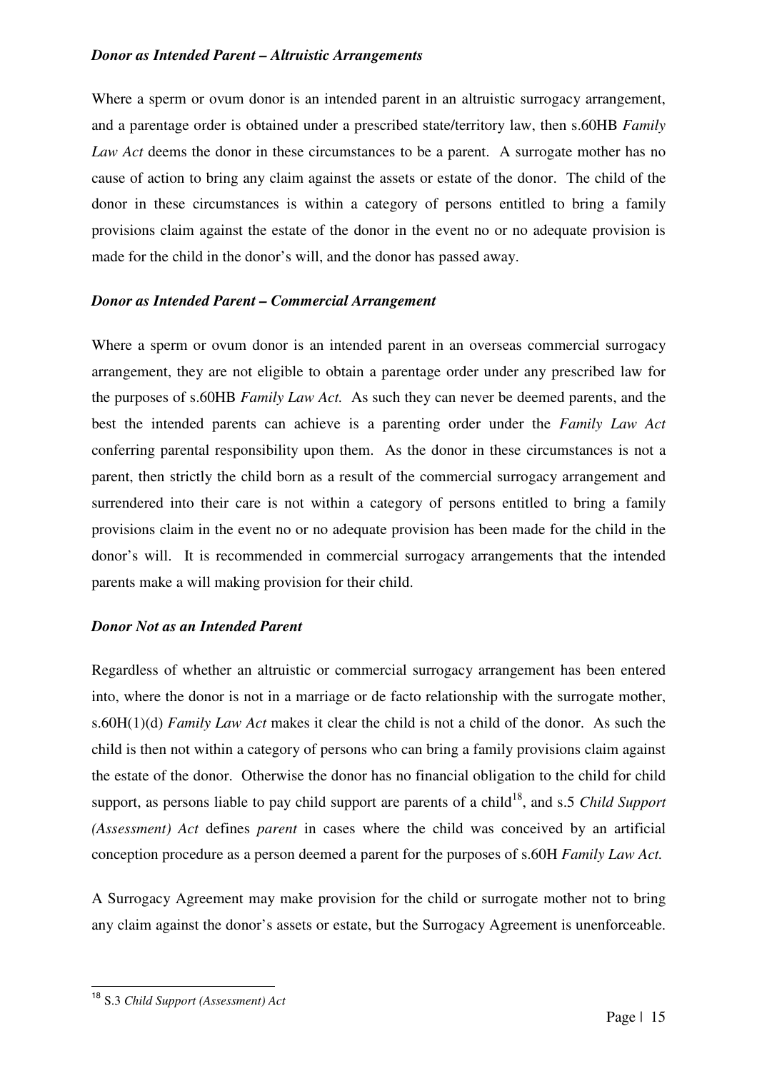### *Donor as Intended Parent – Altruistic Arrangements*

Where a sperm or ovum donor is an intended parent in an altruistic surrogacy arrangement, and a parentage order is obtained under a prescribed state/territory law, then s.60HB *Family Law Act* deems the donor in these circumstances to be a parent. A surrogate mother has no cause of action to bring any claim against the assets or estate of the donor. The child of the donor in these circumstances is within a category of persons entitled to bring a family provisions claim against the estate of the donor in the event no or no adequate provision is made for the child in the donor's will, and the donor has passed away.

### *Donor as Intended Parent – Commercial Arrangement*

Where a sperm or ovum donor is an intended parent in an overseas commercial surrogacy arrangement, they are not eligible to obtain a parentage order under any prescribed law for the purposes of s.60HB *Family Law Act.* As such they can never be deemed parents, and the best the intended parents can achieve is a parenting order under the *Family Law Act* conferring parental responsibility upon them. As the donor in these circumstances is not a parent, then strictly the child born as a result of the commercial surrogacy arrangement and surrendered into their care is not within a category of persons entitled to bring a family provisions claim in the event no or no adequate provision has been made for the child in the donor's will. It is recommended in commercial surrogacy arrangements that the intended parents make a will making provision for their child.

### *Donor Not as an Intended Parent*

Regardless of whether an altruistic or commercial surrogacy arrangement has been entered into, where the donor is not in a marriage or de facto relationship with the surrogate mother, s.60H(1)(d) *Family Law Act* makes it clear the child is not a child of the donor. As such the child is then not within a category of persons who can bring a family provisions claim against the estate of the donor. Otherwise the donor has no financial obligation to the child for child support, as persons liable to pay child support are parents of a child[18], and s.5 *Child Support (Assessment) Act* defines *parent* in cases where the child was conceived by an artificial conception procedure as a person deemed a parent for the purposes of s.60H *Family Law Act.*

A Surrogacy Agreement may make provision for the child or surrogate mother not to bring any claim against the donor's assets or estate, but the Surrogacy Agreement is unenforceable.

---

[18] S.3 *Child Support (Assessment) Act*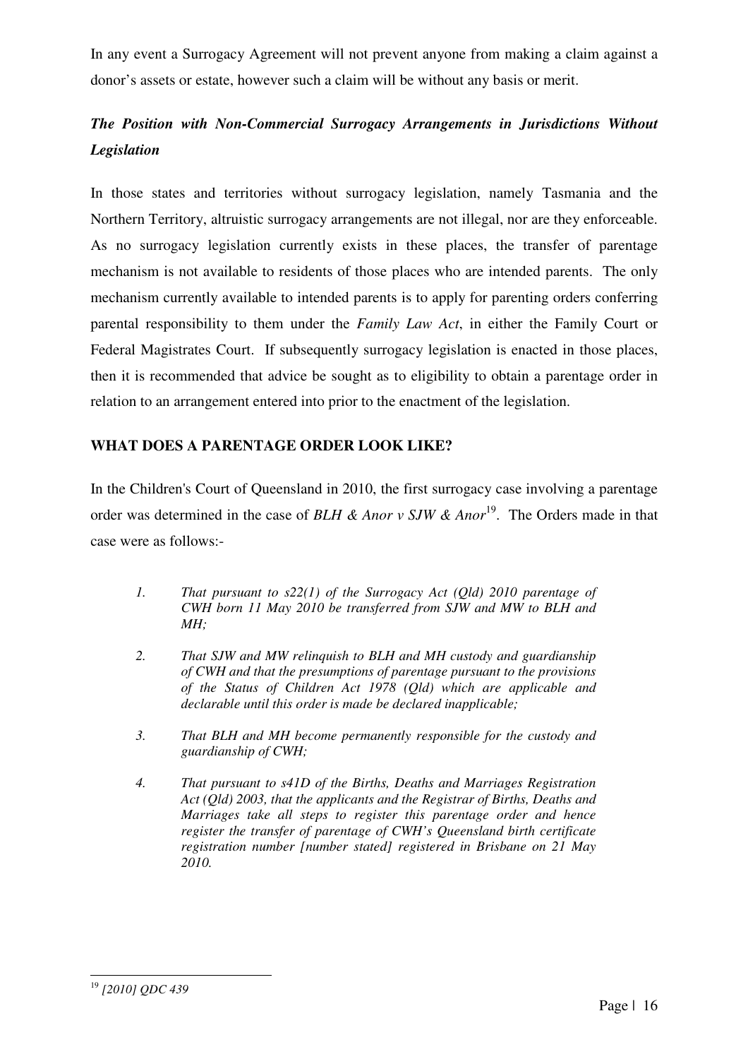In any event a Surrogacy Agreement will not prevent anyone from making a claim against a donor's assets or estate, however such a claim will be without any basis or merit.

***The Position with Non-Commercial Surrogacy Arrangements in Jurisdictions Without Legislation***

In those states and territories without surrogacy legislation, namely Tasmania and the Northern Territory, altruistic surrogacy arrangements are not illegal, nor are they enforceable. As no surrogacy legislation currently exists in these places, the transfer of parentage mechanism is not available to residents of those places who are intended parents. The only mechanism currently available to intended parents is to apply for parenting orders conferring parental responsibility to them under the *Family Law Act*, in either the Family Court or Federal Magistrates Court. If subsequently surrogacy legislation is enacted in those places, then it is recommended that advice be sought as to eligibility to obtain a parentage order in relation to an arrangement entered into prior to the enactment of the legislation.

**WHAT DOES A PARENTAGE ORDER LOOK LIKE?**

In the Children's Court of Queensland in 2010, the first surrogacy case involving a parentage order was determined in the case of *BLH & Anor v SJW & Anor*[19]. The Orders made in that case were as follows:-

> *1. That pursuant to s22(1) of the Surrogacy Act (Qld) 2010 parentage of CWH born 11 May 2010 be transferred from SJW and MW to BLH and MH;*
>
> *2. That SJW and MW relinquish to BLH and MH custody and guardianship of CWH and that the presumptions of parentage pursuant to the provisions of the Status of Children Act 1978 (Qld) which are applicable and declarable until this order is made be declared inapplicable;*
>
> *3. That BLH and MH become permanently responsible for the custody and guardianship of CWH;*
>
> *4. That pursuant to s41D of the Births, Deaths and Marriages Registration Act (Qld) 2003, that the applicants and the Registrar of Births, Deaths and Marriages take all steps to register this parentage order and hence register the transfer of parentage of CWH's Queensland birth certificate registration number [number stated] registered in Brisbane on 21 May 2010.*

---

[19] *[2010] QDC 439*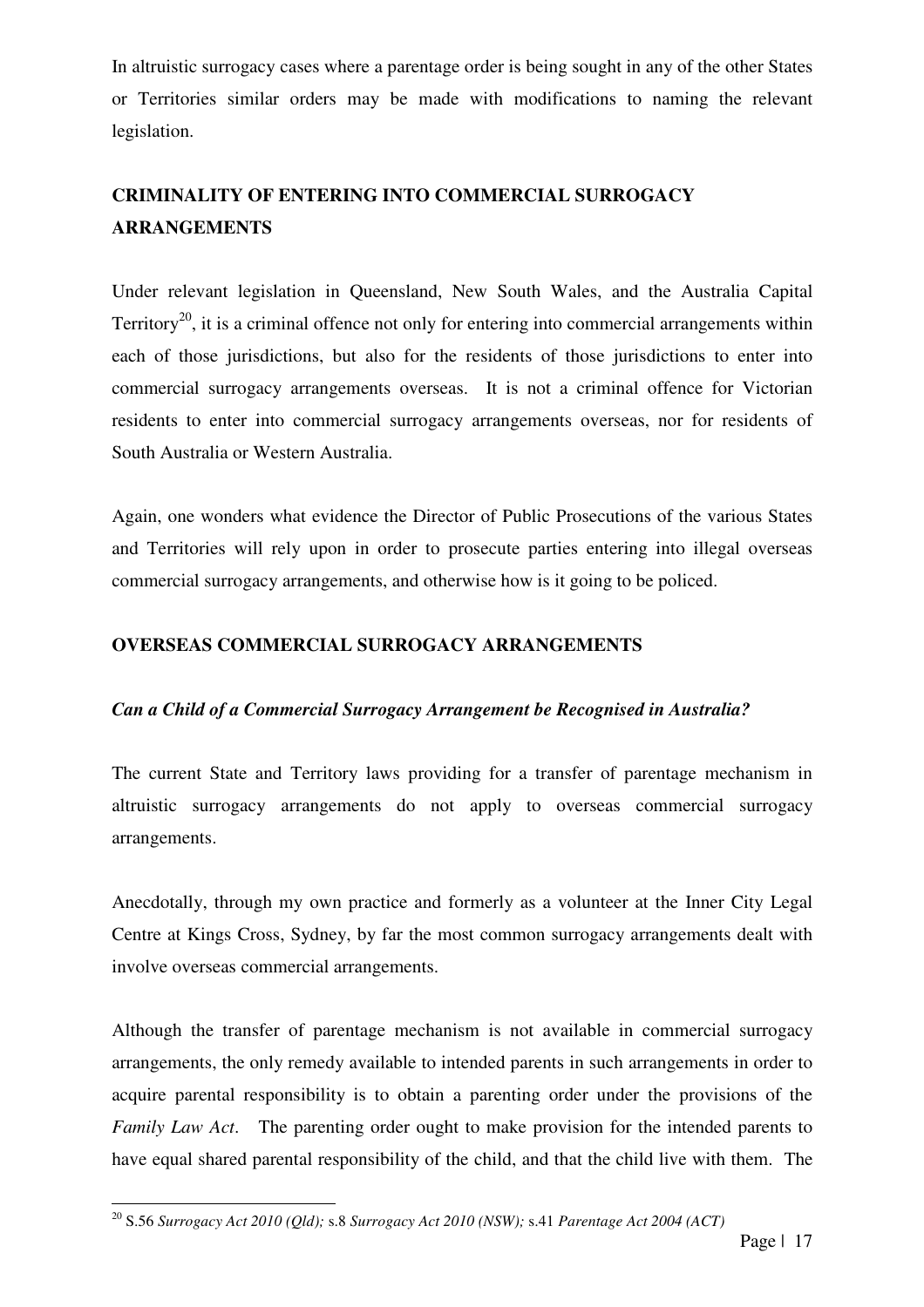In altruistic surrogacy cases where a parentage order is being sought in any of the other States or Territories similar orders may be made with modifications to naming the relevant legislation.

## CRIMINALITY OF ENTERING INTO COMMERCIAL SURROGACY ARRANGEMENTS

Under relevant legislation in Queensland, New South Wales, and the Australia Capital Territory[20], it is a criminal offence not only for entering into commercial arrangements within each of those jurisdictions, but also for the residents of those jurisdictions to enter into commercial surrogacy arrangements overseas. It is not a criminal offence for Victorian residents to enter into commercial surrogacy arrangements overseas, nor for residents of South Australia or Western Australia.

Again, one wonders what evidence the Director of Public Prosecutions of the various States and Territories will rely upon in order to prosecute parties entering into illegal overseas commercial surrogacy arrangements, and otherwise how is it going to be policed.

## OVERSEAS COMMERCIAL SURROGACY ARRANGEMENTS

### *Can a Child of a Commercial Surrogacy Arrangement be Recognised in Australia?*

The current State and Territory laws providing for a transfer of parentage mechanism in altruistic surrogacy arrangements do not apply to overseas commercial surrogacy arrangements.

Anecdotally, through my own practice and formerly as a volunteer at the Inner City Legal Centre at Kings Cross, Sydney, by far the most common surrogacy arrangements dealt with involve overseas commercial arrangements.

Although the transfer of parentage mechanism is not available in commercial surrogacy arrangements, the only remedy available to intended parents in such arrangements in order to acquire parental responsibility is to obtain a parenting order under the provisions of the *Family Law Act*. The parenting order ought to make provision for the intended parents to have equal shared parental responsibility of the child, and that the child live with them. The

---

[20] S.56 *Surrogacy Act 2010 (Qld);* s.8 *Surrogacy Act 2010 (NSW);* s.41 *Parentage Act 2004 (ACT)*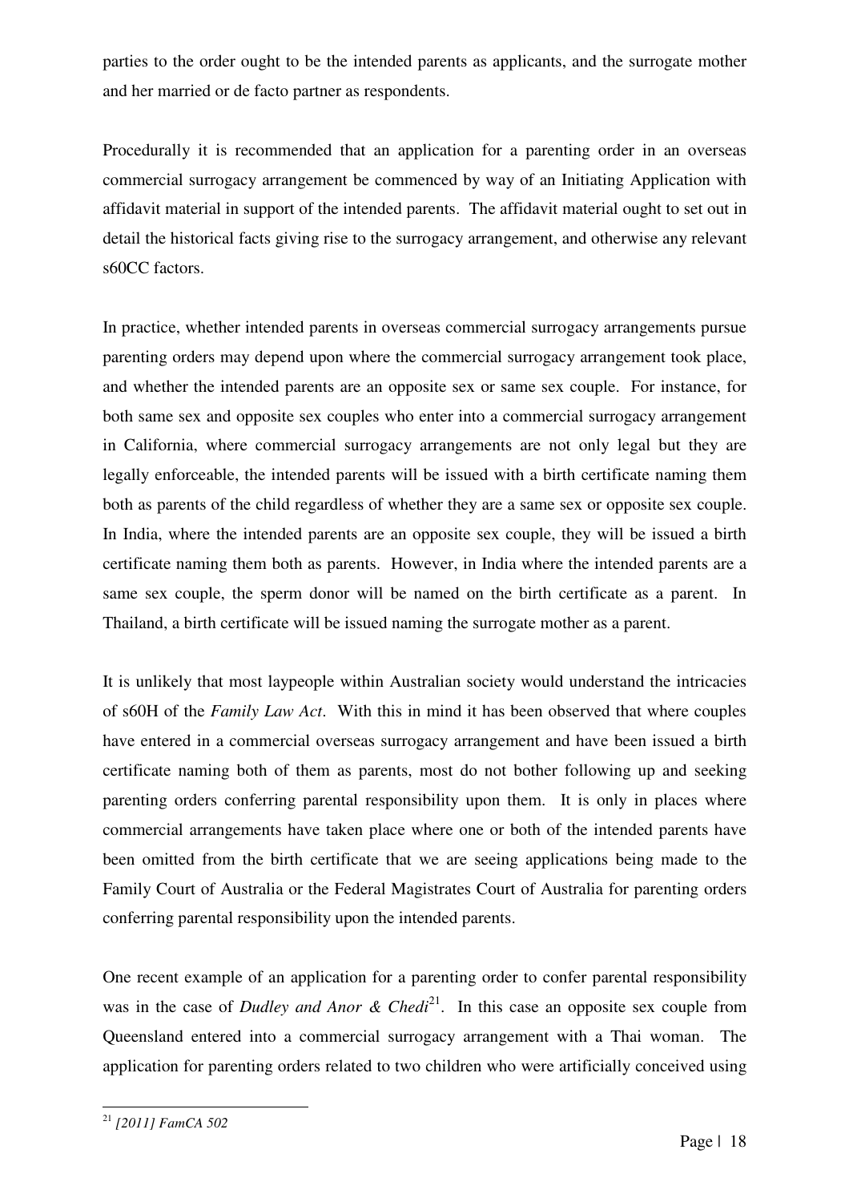parties to the order ought to be the intended parents as applicants, and the surrogate mother and her married or de facto partner as respondents.

Procedurally it is recommended that an application for a parenting order in an overseas commercial surrogacy arrangement be commenced by way of an Initiating Application with affidavit material in support of the intended parents. The affidavit material ought to set out in detail the historical facts giving rise to the surrogacy arrangement, and otherwise any relevant s60CC factors.

In practice, whether intended parents in overseas commercial surrogacy arrangements pursue parenting orders may depend upon where the commercial surrogacy arrangement took place, and whether the intended parents are an opposite sex or same sex couple. For instance, for both same sex and opposite sex couples who enter into a commercial surrogacy arrangement in California, where commercial surrogacy arrangements are not only legal but they are legally enforceable, the intended parents will be issued with a birth certificate naming them both as parents of the child regardless of whether they are a same sex or opposite sex couple. In India, where the intended parents are an opposite sex couple, they will be issued a birth certificate naming them both as parents. However, in India where the intended parents are a same sex couple, the sperm donor will be named on the birth certificate as a parent. In Thailand, a birth certificate will be issued naming the surrogate mother as a parent.

It is unlikely that most laypeople within Australian society would understand the intricacies of s60H of the *Family Law Act*. With this in mind it has been observed that where couples have entered in a commercial overseas surrogacy arrangement and have been issued a birth certificate naming both of them as parents, most do not bother following up and seeking parenting orders conferring parental responsibility upon them. It is only in places where commercial arrangements have taken place where one or both of the intended parents have been omitted from the birth certificate that we are seeing applications being made to the Family Court of Australia or the Federal Magistrates Court of Australia for parenting orders conferring parental responsibility upon the intended parents.

One recent example of an application for a parenting order to confer parental responsibility was in the case of *Dudley and Anor & Chedi*[21]. In this case an opposite sex couple from Queensland entered into a commercial surrogacy arrangement with a Thai woman. The application for parenting orders related to two children who were artificially conceived using

[21] *[2011] FamCA 502*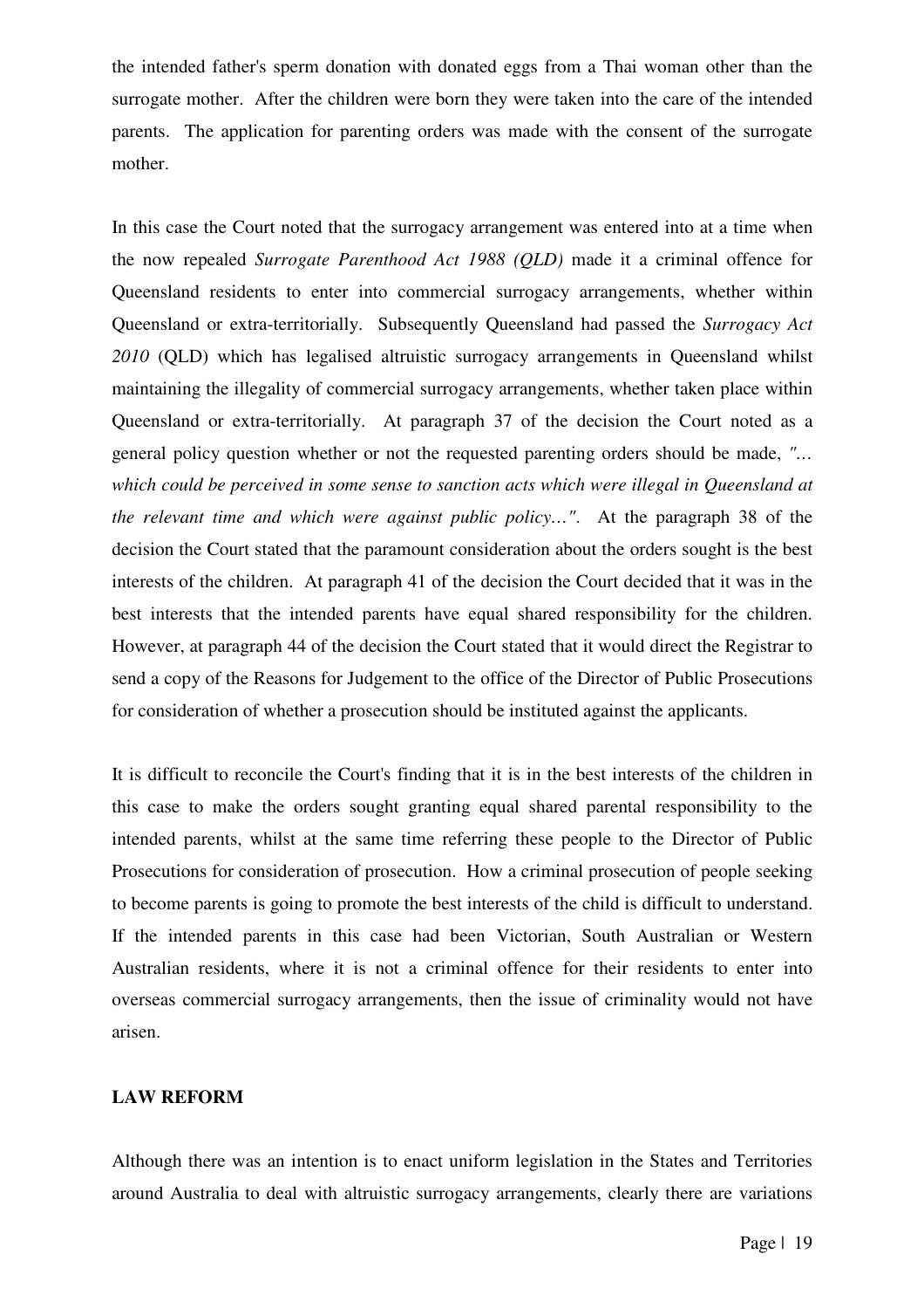the intended father's sperm donation with donated eggs from a Thai woman other than the surrogate mother. After the children were born they were taken into the care of the intended parents. The application for parenting orders was made with the consent of the surrogate mother.

In this case the Court noted that the surrogacy arrangement was entered into at a time when the now repealed *Surrogate Parenthood Act 1988 (QLD)* made it a criminal offence for Queensland residents to enter into commercial surrogacy arrangements, whether within Queensland or extra-territorially. Subsequently Queensland had passed the *Surrogacy Act 2010* (QLD) which has legalised altruistic surrogacy arrangements in Queensland whilst maintaining the illegality of commercial surrogacy arrangements, whether taken place within Queensland or extra-territorially. At paragraph 37 of the decision the Court noted as a general policy question whether or not the requested parenting orders should be made, *"... which could be perceived in some sense to sanction acts which were illegal in Queensland at the relevant time and which were against public policy..."*. At the paragraph 38 of the decision the Court stated that the paramount consideration about the orders sought is the best interests of the children. At paragraph 41 of the decision the Court decided that it was in the best interests that the intended parents have equal shared responsibility for the children. However, at paragraph 44 of the decision the Court stated that it would direct the Registrar to send a copy of the Reasons for Judgement to the office of the Director of Public Prosecutions for consideration of whether a prosecution should be instituted against the applicants.

It is difficult to reconcile the Court's finding that it is in the best interests of the children in this case to make the orders sought granting equal shared parental responsibility to the intended parents, whilst at the same time referring these people to the Director of Public Prosecutions for consideration of prosecution. How a criminal prosecution of people seeking to become parents is going to promote the best interests of the child is difficult to understand. If the intended parents in this case had been Victorian, South Australian or Western Australian residents, where it is not a criminal offence for their residents to enter into overseas commercial surrogacy arrangements, then the issue of criminality would not have arisen.

**LAW REFORM**

Although there was an intention is to enact uniform legislation in the States and Territories around Australia to deal with altruistic surrogacy arrangements, clearly there are variations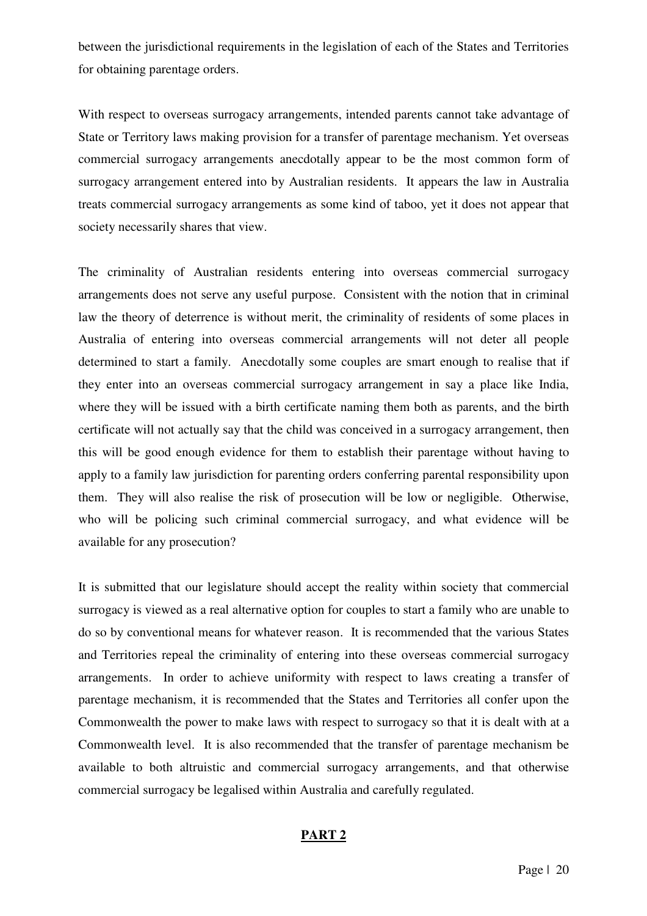between the jurisdictional requirements in the legislation of each of the States and Territories for obtaining parentage orders.

With respect to overseas surrogacy arrangements, intended parents cannot take advantage of State or Territory laws making provision for a transfer of parentage mechanism. Yet overseas commercial surrogacy arrangements anecdotally appear to be the most common form of surrogacy arrangement entered into by Australian residents. It appears the law in Australia treats commercial surrogacy arrangements as some kind of taboo, yet it does not appear that society necessarily shares that view.

The criminality of Australian residents entering into overseas commercial surrogacy arrangements does not serve any useful purpose. Consistent with the notion that in criminal law the theory of deterrence is without merit, the criminality of residents of some places in Australia of entering into overseas commercial arrangements will not deter all people determined to start a family. Anecdotally some couples are smart enough to realise that if they enter into an overseas commercial surrogacy arrangement in say a place like India, where they will be issued with a birth certificate naming them both as parents, and the birth certificate will not actually say that the child was conceived in a surrogacy arrangement, then this will be good enough evidence for them to establish their parentage without having to apply to a family law jurisdiction for parenting orders conferring parental responsibility upon them. They will also realise the risk of prosecution will be low or negligible. Otherwise, who will be policing such criminal commercial surrogacy, and what evidence will be available for any prosecution?

It is submitted that our legislature should accept the reality within society that commercial surrogacy is viewed as a real alternative option for couples to start a family who are unable to do so by conventional means for whatever reason. It is recommended that the various States and Territories repeal the criminality of entering into these overseas commercial surrogacy arrangements. In order to achieve uniformity with respect to laws creating a transfer of parentage mechanism, it is recommended that the States and Territories all confer upon the Commonwealth the power to make laws with respect to surrogacy so that it is dealt with at a Commonwealth level. It is also recommended that the transfer of parentage mechanism be available to both altruistic and commercial surrogacy arrangements, and that otherwise commercial surrogacy be legalised within Australia and carefully regulated.

## PART 2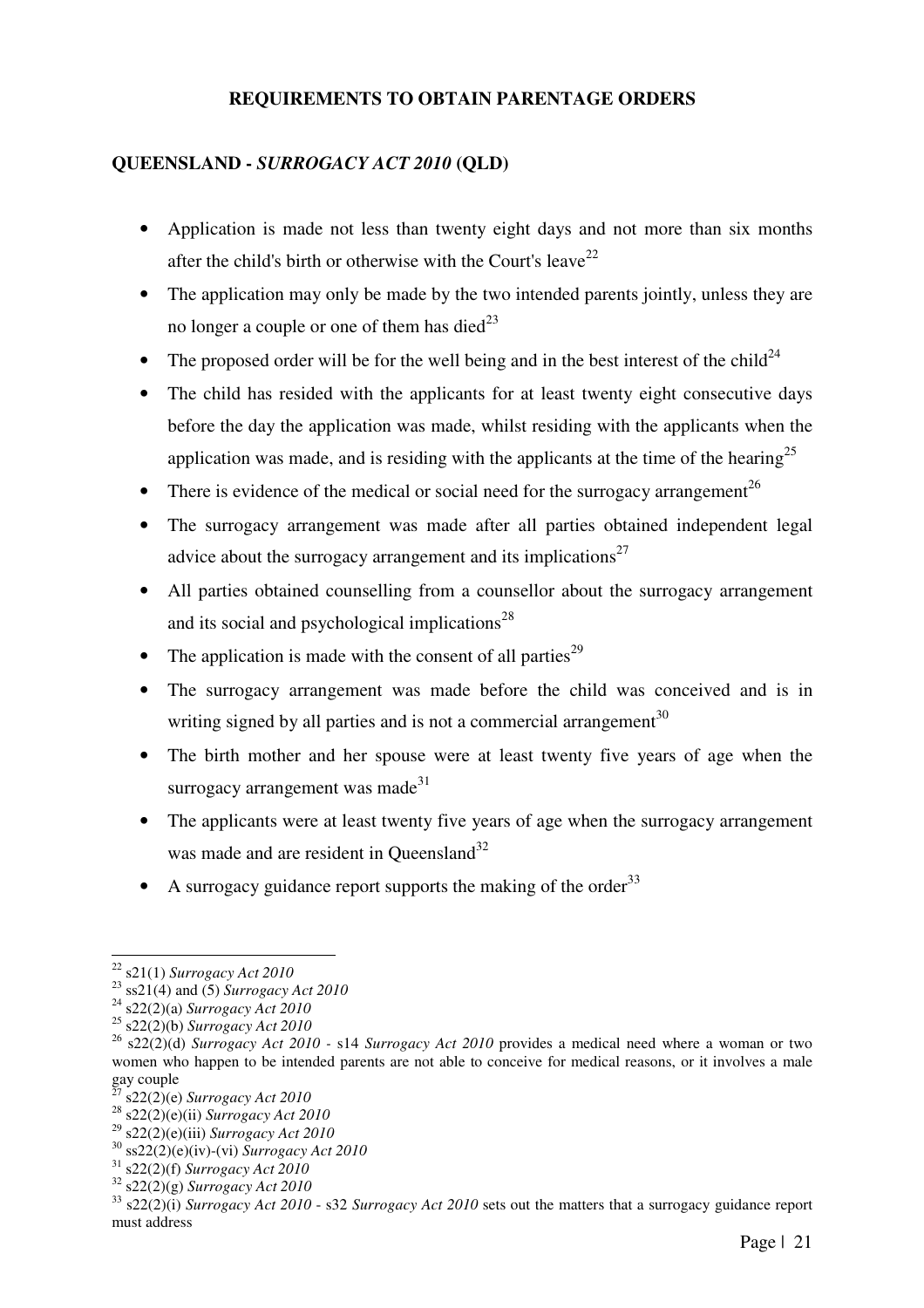**REQUIREMENTS TO OBTAIN PARENTAGE ORDERS**

**QUEENSLAND -** ***SURROGACY ACT 2010*** **(QLD)**

- Application is made not less than twenty eight days and not more than six months after the child's birth or otherwise with the Court's leave[22]
- The application may only be made by the two intended parents jointly, unless they are no longer a couple or one of them has died[23]
- The proposed order will be for the well being and in the best interest of the child[24]
- The child has resided with the applicants for at least twenty eight consecutive days before the day the application was made, whilst residing with the applicants when the application was made, and is residing with the applicants at the time of the hearing[25]
- There is evidence of the medical or social need for the surrogacy arrangement[26]
- The surrogacy arrangement was made after all parties obtained independent legal advice about the surrogacy arrangement and its implications[27]
- All parties obtained counselling from a counsellor about the surrogacy arrangement and its social and psychological implications[28]
- The application is made with the consent of all parties[29]
- The surrogacy arrangement was made before the child was conceived and is in writing signed by all parties and is not a commercial arrangement[30]
- The birth mother and her spouse were at least twenty five years of age when the surrogacy arrangement was made[31]
- The applicants were at least twenty five years of age when the surrogacy arrangement was made and are resident in Queensland[32]
- A surrogacy guidance report supports the making of the order[33]

---

[22] s21(1) *Surrogacy Act 2010*

[23] ss21(4) and (5) *Surrogacy Act 2010*

[24] s22(2)(a) *Surrogacy Act 2010*

[25] s22(2)(b) *Surrogacy Act 2010*

[26] s22(2)(d) *Surrogacy Act 2010* - s14 *Surrogacy Act 2010* provides a medical need where a woman or two women who happen to be intended parents are not able to conceive for medical reasons, or it involves a male gay couple

[27] s22(2)(e) *Surrogacy Act 2010*

[28] s22(2)(e)(ii) *Surrogacy Act 2010*

[29] s22(2)(e)(iii) *Surrogacy Act 2010*

[30] ss22(2)(e)(iv)-(vi) *Surrogacy Act 2010*

[31] s22(2)(f) *Surrogacy Act 2010*

[32] s22(2)(g) *Surrogacy Act 2010*

[33] s22(2)(i) *Surrogacy Act 2010* - s32 *Surrogacy Act 2010* sets out the matters that a surrogacy guidance report must address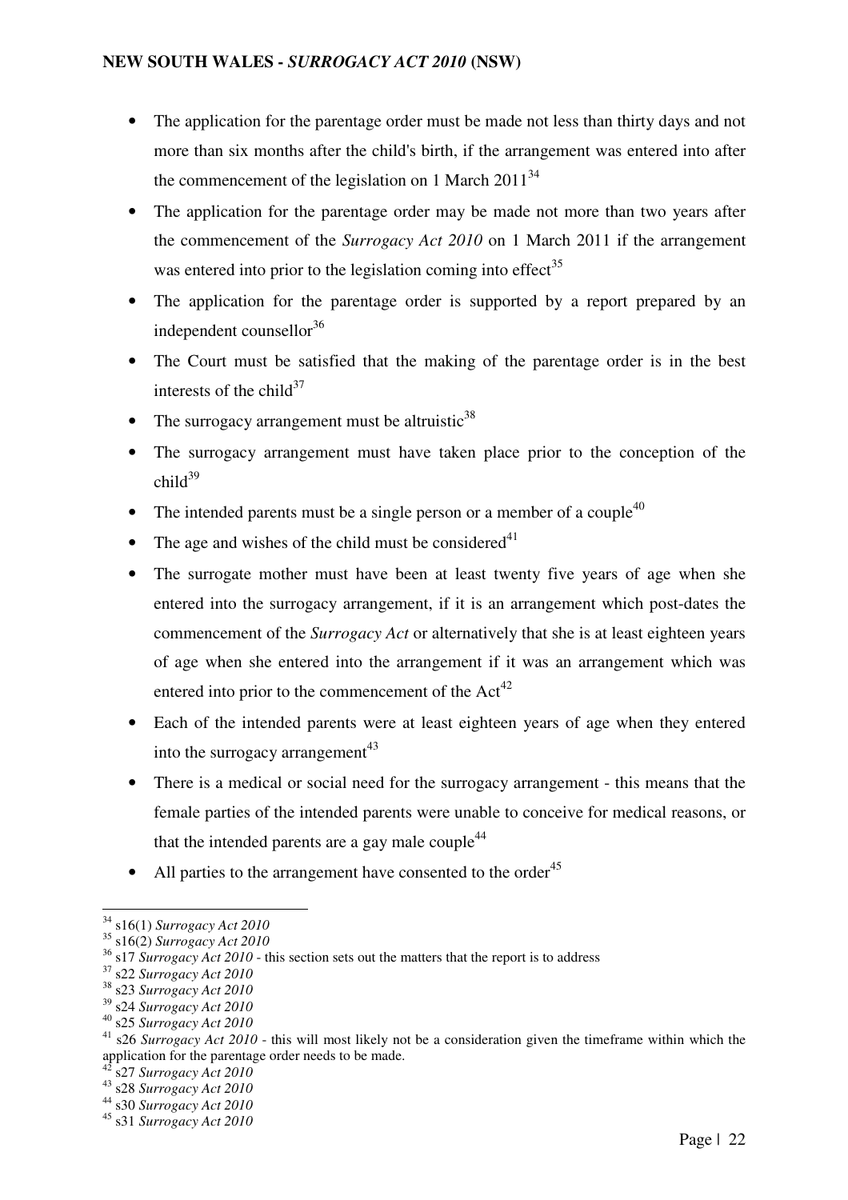- The application for the parentage order must be made not less than thirty days and not more than six months after the child's birth, if the arrangement was entered into after the commencement of the legislation on 1 March 2011[34]
- The application for the parentage order may be made not more than two years after the commencement of the *Surrogacy Act 2010* on 1 March 2011 if the arrangement was entered into prior to the legislation coming into effect[35]
- The application for the parentage order is supported by a report prepared by an independent counsellor[36]
- The Court must be satisfied that the making of the parentage order is in the best interests of the child[37]
- The surrogacy arrangement must be altruistic[38]
- The surrogacy arrangement must have taken place prior to the conception of the child[39]
- The intended parents must be a single person or a member of a couple[40]
- The age and wishes of the child must be considered[41]
- The surrogate mother must have been at least twenty five years of age when she entered into the surrogacy arrangement, if it is an arrangement which post-dates the commencement of the *Surrogacy Act* or alternatively that she is at least eighteen years of age when she entered into the arrangement if it was an arrangement which was entered into prior to the commencement of the Act[42]
- Each of the intended parents were at least eighteen years of age when they entered into the surrogacy arrangement[43]
- There is a medical or social need for the surrogacy arrangement - this means that the female parties of the intended parents were unable to conceive for medical reasons, or that the intended parents are a gay male couple[44]
- All parties to the arrangement have consented to the order[45]

---

[34] s16(1) *Surrogacy Act 2010*

[35] s16(2) *Surrogacy Act 2010*

[36] s17 *Surrogacy Act 2010* - this section sets out the matters that the report is to address

[37] s22 *Surrogacy Act 2010*

[38] s23 *Surrogacy Act 2010*

[39] s24 *Surrogacy Act 2010*

[40] s25 *Surrogacy Act 2010*

[41] s26 *Surrogacy Act 2010* - this will most likely not be a consideration given the timeframe within which the application for the parentage order needs to be made.

[42] s27 *Surrogacy Act 2010*

[43] s28 *Surrogacy Act 2010*

[44] s30 *Surrogacy Act 2010*

[45] s31 *Surrogacy Act 2010*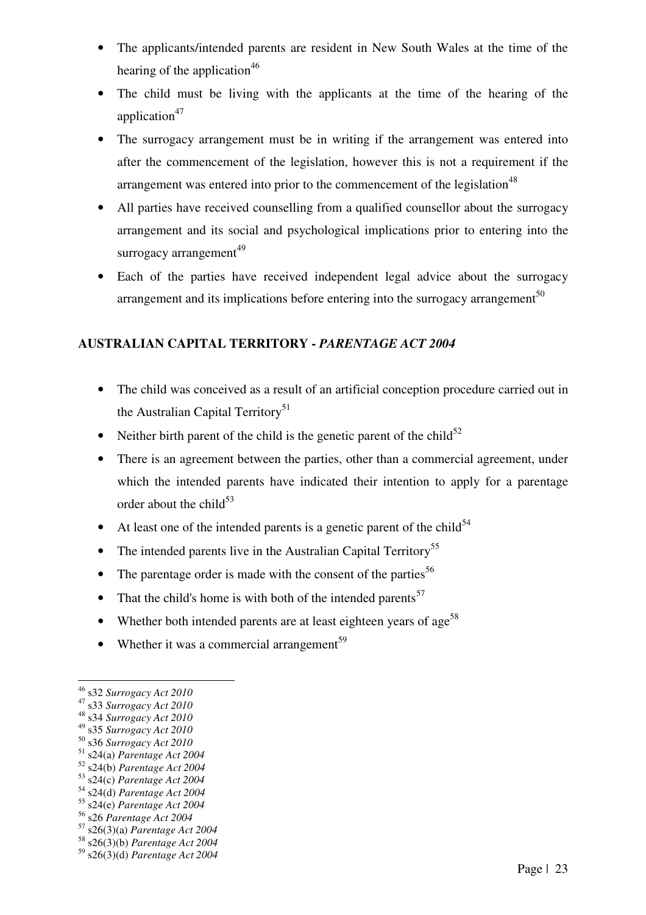- The applicants/intended parents are resident in New South Wales at the time of the hearing of the application[46]
- The child must be living with the applicants at the time of the hearing of the application[47]
- The surrogacy arrangement must be in writing if the arrangement was entered into after the commencement of the legislation, however this is not a requirement if the arrangement was entered into prior to the commencement of the legislation[48]
- All parties have received counselling from a qualified counsellor about the surrogacy arrangement and its social and psychological implications prior to entering into the surrogacy arrangement[49]
- Each of the parties have received independent legal advice about the surrogacy arrangement and its implications before entering into the surrogacy arrangement[50]

## AUSTRALIAN CAPITAL TERRITORY - *PARENTAGE ACT 2004*

- The child was conceived as a result of an artificial conception procedure carried out in the Australian Capital Territory[51]
- Neither birth parent of the child is the genetic parent of the child[52]
- There is an agreement between the parties, other than a commercial agreement, under which the intended parents have indicated their intention to apply for a parentage order about the child[53]
- At least one of the intended parents is a genetic parent of the child[54]
- The intended parents live in the Australian Capital Territory[55]
- The parentage order is made with the consent of the parties[56]
- That the child's home is with both of the intended parents[57]
- Whether both intended parents are at least eighteen years of age[58]
- Whether it was a commercial arrangement[59]

---

[46] s32 *Surrogacy Act 2010*
[47] s33 *Surrogacy Act 2010*
[48] s34 *Surrogacy Act 2010*
[49] s35 *Surrogacy Act 2010*
[50] s36 *Surrogacy Act 2010*
[51] s24(a) *Parentage Act 2004*
[52] s24(b) *Parentage Act 2004*
[53] s24(c) *Parentage Act 2004*
[54] s24(d) *Parentage Act 2004*
[55] s24(e) *Parentage Act 2004*
[56] s26 *Parentage Act 2004*
[57] s26(3)(a) *Parentage Act 2004*
[58] s26(3)(b) *Parentage Act 2004*
[59] s26(3)(d) *Parentage Act 2004*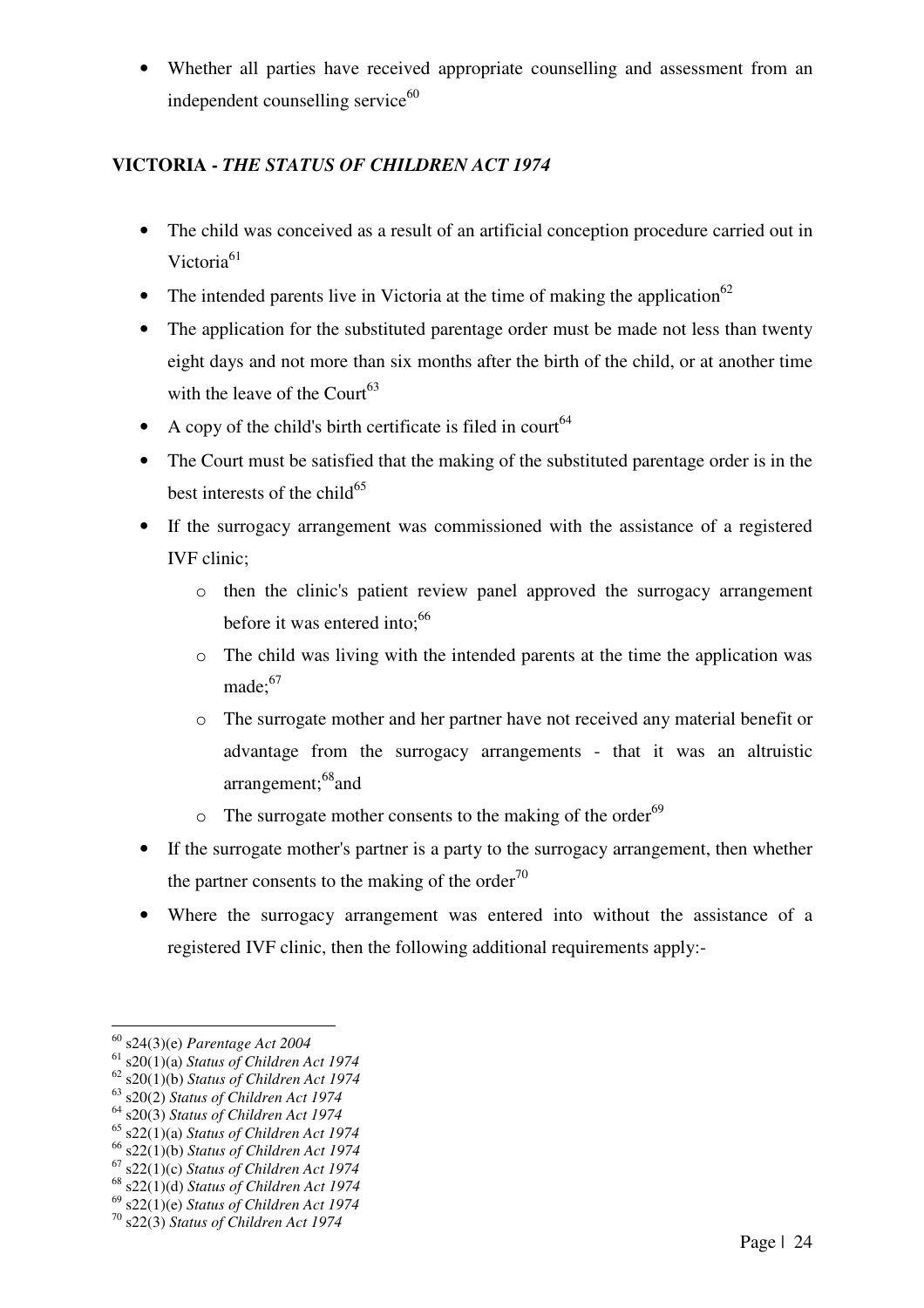- Whether all parties have received appropriate counselling and assessment from an independent counselling service[60]

**VICTORIA - *THE STATUS OF CHILDREN ACT 1974***

- The child was conceived as a result of an artificial conception procedure carried out in Victoria[61]
- The intended parents live in Victoria at the time of making the application[62]
- The application for the substituted parentage order must be made not less than twenty eight days and not more than six months after the birth of the child, or at another time with the leave of the Court[63]
- A copy of the child's birth certificate is filed in court[64]
- The Court must be satisfied that the making of the substituted parentage order is in the best interests of the child[65]
- If the surrogacy arrangement was commissioned with the assistance of a registered IVF clinic;
  - then the clinic's patient review panel approved the surrogacy arrangement before it was entered into;[66]
  - The child was living with the intended parents at the time the application was made;[67]
  - The surrogate mother and her partner have not received any material benefit or advantage from the surrogacy arrangements - that it was an altruistic arrangement;[68]and
  - The surrogate mother consents to the making of the order[69]
- If the surrogate mother's partner is a party to the surrogacy arrangement, then whether the partner consents to the making of the order[70]
- Where the surrogacy arrangement was entered into without the assistance of a registered IVF clinic, then the following additional requirements apply:-

---

[60] s24(3)(e) *Parentage Act 2004*
[61] s20(1)(a) *Status of Children Act 1974*
[62] s20(1)(b) *Status of Children Act 1974*
[63] s20(2) *Status of Children Act 1974*
[64] s20(3) *Status of Children Act 1974*
[65] s22(1)(a) *Status of Children Act 1974*
[66] s22(1)(b) *Status of Children Act 1974*
[67] s22(1)(c) *Status of Children Act 1974*
[68] s22(1)(d) *Status of Children Act 1974*
[69] s22(1)(e) *Status of Children Act 1974*
[70] s22(3) *Status of Children Act 1974*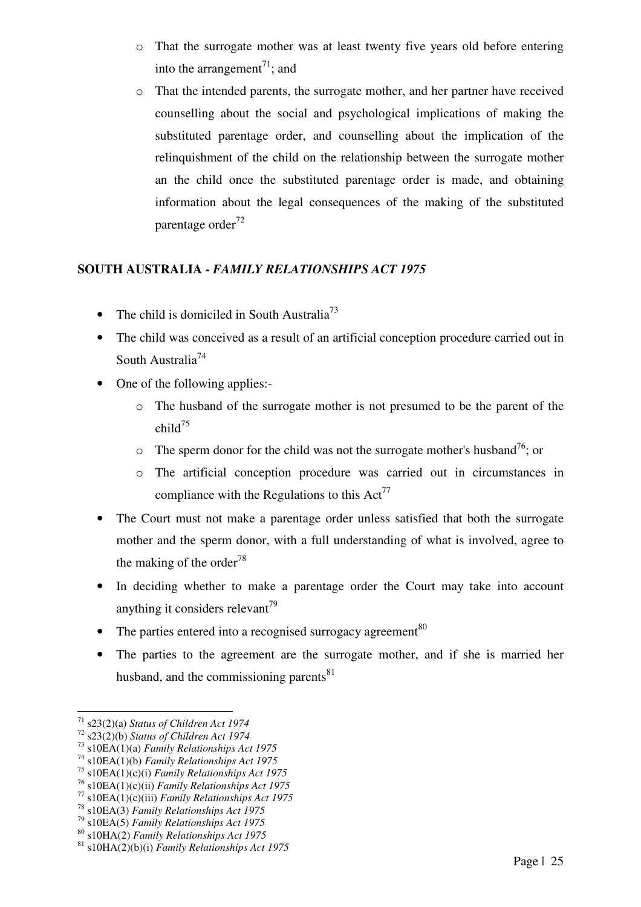- That the surrogate mother was at least twenty five years old before entering into the arrangement[71]; and
  - That the intended parents, the surrogate mother, and her partner have received counselling about the social and psychological implications of making the substituted parentage order, and counselling about the implication of the relinquishment of the child on the relationship between the surrogate mother an the child once the substituted parentage order is made, and obtaining information about the legal consequences of the making of the substituted parentage order[72]

**SOUTH AUSTRALIA - *FAMILY RELATIONSHIPS ACT 1975***

- The child is domiciled in South Australia[73]
- The child was conceived as a result of an artificial conception procedure carried out in South Australia[74]
- One of the following applies:-
  - The husband of the surrogate mother is not presumed to be the parent of the child[75]
  - The sperm donor for the child was not the surrogate mother's husband[76]; or
  - The artificial conception procedure was carried out in circumstances in compliance with the Regulations to this Act[77]
- The Court must not make a parentage order unless satisfied that both the surrogate mother and the sperm donor, with a full understanding of what is involved, agree to the making of the order[78]
- In deciding whether to make a parentage order the Court may take into account anything it considers relevant[79]
- The parties entered into a recognised surrogacy agreement[80]
- The parties to the agreement are the surrogate mother, and if she is married her husband, and the commissioning parents[81]

---

[71] s23(2)(a) *Status of Children Act 1974*
[72] s23(2)(b) *Status of Children Act 1974*
[73] s10EA(1)(a) *Family Relationships Act 1975*
[74] s10EA(1)(b) *Family Relationships Act 1975*
[75] s10EA(1)(c)(i) *Family Relationships Act 1975*
[76] s10EA(1)(c)(ii) *Family Relationships Act 1975*
[77] s10EA(1)(c)(iii) *Family Relationships Act 1975*
[78] s10EA(3) *Family Relationships Act 1975*
[79] s10EA(5) *Family Relationships Act 1975*
[80] s10HA(2) *Family Relationships Act 1975*
[81] s10HA(2)(b)(i) *Family Relationships Act 1975*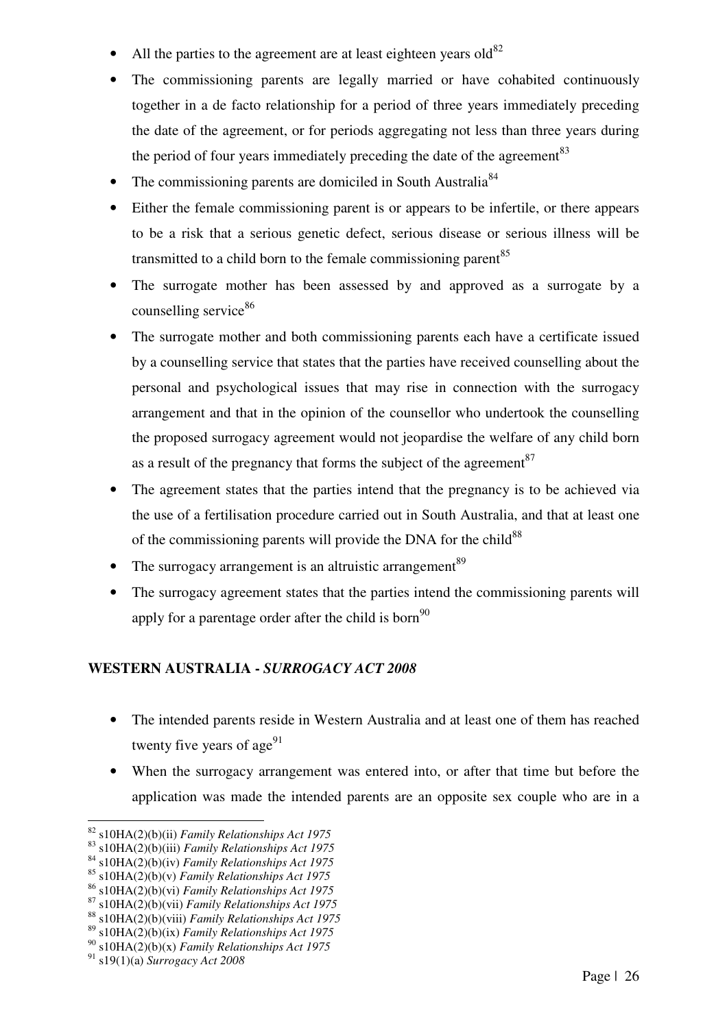- All the parties to the agreement are at least eighteen years old[82]
- The commissioning parents are legally married or have cohabited continuously together in a de facto relationship for a period of three years immediately preceding the date of the agreement, or for periods aggregating not less than three years during the period of four years immediately preceding the date of the agreement[83]
- The commissioning parents are domiciled in South Australia[84]
- Either the female commissioning parent is or appears to be infertile, or there appears to be a risk that a serious genetic defect, serious disease or serious illness will be transmitted to a child born to the female commissioning parent[85]
- The surrogate mother has been assessed by and approved as a surrogate by a counselling service[86]
- The surrogate mother and both commissioning parents each have a certificate issued by a counselling service that states that the parties have received counselling about the personal and psychological issues that may rise in connection with the surrogacy arrangement and that in the opinion of the counsellor who undertook the counselling the proposed surrogacy agreement would not jeopardise the welfare of any child born as a result of the pregnancy that forms the subject of the agreement[87]
- The agreement states that the parties intend that the pregnancy is to be achieved via the use of a fertilisation procedure carried out in South Australia, and that at least one of the commissioning parents will provide the DNA for the child[88]
- The surrogacy arrangement is an altruistic arrangement[89]
- The surrogacy agreement states that the parties intend the commissioning parents will apply for a parentage order after the child is born[90]

**WESTERN AUSTRALIA - *SURROGACY ACT 2008***

- The intended parents reside in Western Australia and at least one of them has reached twenty five years of age[91]
- When the surrogacy arrangement was entered into, or after that time but before the application was made the intended parents are an opposite sex couple who are in a

---

[82] s10HA(2)(b)(ii) *Family Relationships Act 1975*
[83] s10HA(2)(b)(iii) *Family Relationships Act 1975*
[84] s10HA(2)(b)(iv) *Family Relationships Act 1975*
[85] s10HA(2)(b)(v) *Family Relationships Act 1975*
[86] s10HA(2)(b)(vi) *Family Relationships Act 1975*
[87] s10HA(2)(b)(vii) *Family Relationships Act 1975*
[88] s10HA(2)(b)(viii) *Family Relationships Act 1975*
[89] s10HA(2)(b)(ix) *Family Relationships Act 1975*
[90] s10HA(2)(b)(x) *Family Relationships Act 1975*
[91] s19(1)(a) *Surrogacy Act 2008*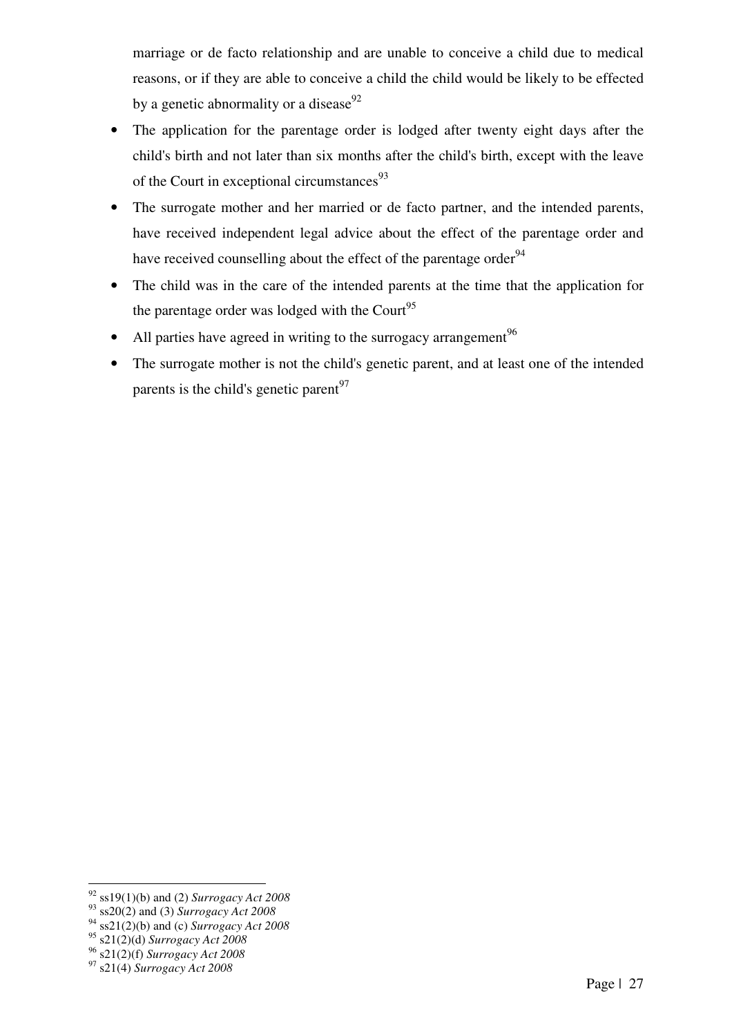marriage or de facto relationship and are unable to conceive a child due to medical reasons, or if they are able to conceive a child the child would be likely to be effected by a genetic abnormality or a disease[92]

- The application for the parentage order is lodged after twenty eight days after the child's birth and not later than six months after the child's birth, except with the leave of the Court in exceptional circumstances[93]
- The surrogate mother and her married or de facto partner, and the intended parents, have received independent legal advice about the effect of the parentage order and have received counselling about the effect of the parentage order[94]
- The child was in the care of the intended parents at the time that the application for the parentage order was lodged with the Court[95]
- All parties have agreed in writing to the surrogacy arrangement[96]
- The surrogate mother is not the child's genetic parent, and at least one of the intended parents is the child's genetic parent[97]

---

[92] ss19(1)(b) and (2) *Surrogacy Act 2008*
[93] ss20(2) and (3) *Surrogacy Act 2008*
[94] ss21(2)(b) and (c) *Surrogacy Act 2008*
[95] s21(2)(d) *Surrogacy Act 2008*
[96] s21(2)(f) *Surrogacy Act 2008*
[97] s21(4) *Surrogacy Act 2008*